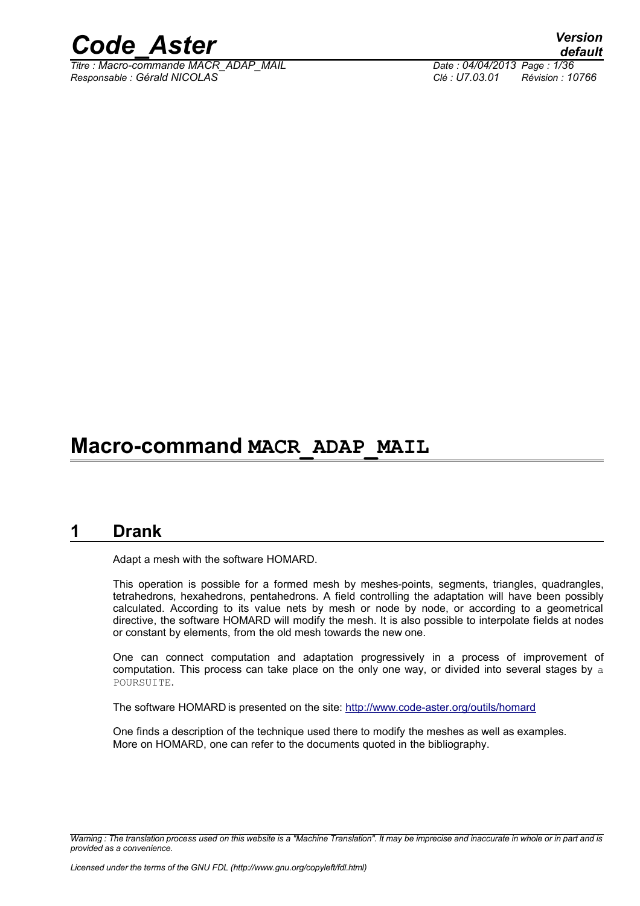# Macro-command MACR_ADAP_MAIL

## 1 Drank

Adapt a mesh with the software HOMARD.

This operation is possible for a formed mesh by meshes-points, segments, triangles, quadrangles, tetrahedrons, hexahedrons, pentahedrons. A field controlling the adaptation will have been possibly calculated. According to its value nets by mesh or node by node, or according to a geometrical directive, the software HOMARD will modify the mesh. It is also possible to interpolate fields at nodes or constant by elements, from the old mesh towards the new one.

One can connect computation and adaptation progressively in a process of improvement of computation. This process can take place on the only one way, or divided into several stages by a POURSUITE.

The software HOMARD is presented on the site: http://www.code-aster.org/outils/homard

One finds a description of the technique used there to modify the meshes as well as examples.
More on HOMARD, one can refer to the documents quoted in the bibliography.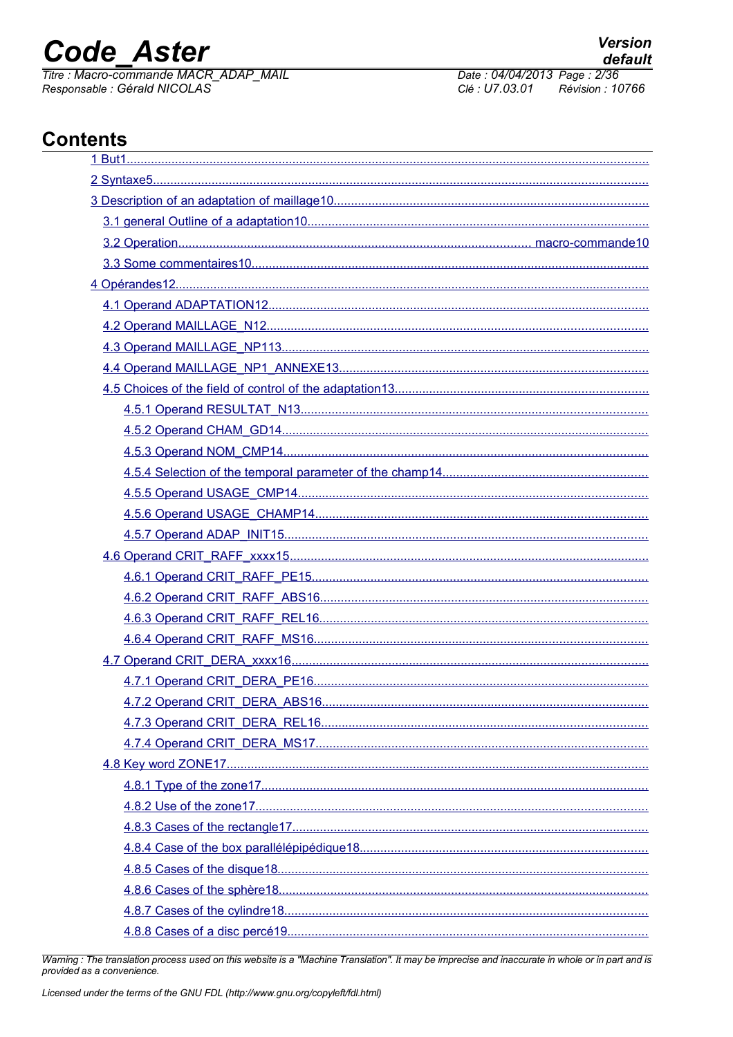# Contents

1 But1
2 Syntaxe5
3 Description of an adaptation of maillage10
- 3.1 general Outline of a adaptation10
- 3.2 Operation macro-commande10
- 3.3 Some commentaires10

4 Opérandes12
- 4.1 Operand ADAPTATION12
- 4.2 Operand MAILLAGE_N12
- 4.3 Operand MAILLAGE_NP113
- 4.4 Operand MAILLAGE_NP1_ANNEXE13
- 4.5 Choices of the field of control of the adaptation13
  - 4.5.1 Operand RESULTAT_N13
  - 4.5.2 Operand CHAM_GD14
  - 4.5.3 Operand NOM_CMP14
  - 4.5.4 Selection of the temporal parameter of the champ14
  - 4.5.5 Operand USAGE_CMP14
  - 4.5.6 Operand USAGE_CHAMP14
  - 4.5.7 Operand ADAP_INIT15
- 4.6 Operand CRIT_RAFF_xxxx15
  - 4.6.1 Operand CRIT_RAFF_PE15
  - 4.6.2 Operand CRIT_RAFF_ABS16
  - 4.6.3 Operand CRIT_RAFF_REL16
  - 4.6.4 Operand CRIT_RAFF_MS16
- 4.7 Operand CRIT_DERA_xxxx16
  - 4.7.1 Operand CRIT_DERA_PE16
  - 4.7.2 Operand CRIT_DERA_ABS16
  - 4.7.3 Operand CRIT_DERA_REL16
  - 4.7.4 Operand CRIT_DERA_MS17
- 4.8 Key word ZONE17
  - 4.8.1 Type of the zone17
  - 4.8.2 Use of the zone17
  - 4.8.3 Cases of the rectangle17
  - 4.8.4 Case of the box parallélépipédique18
  - 4.8.5 Cases of the disque18
  - 4.8.6 Cases of the sphère18
  - 4.8.7 Cases of the cylindre18
  - 4.8.8 Cases of a disc percé19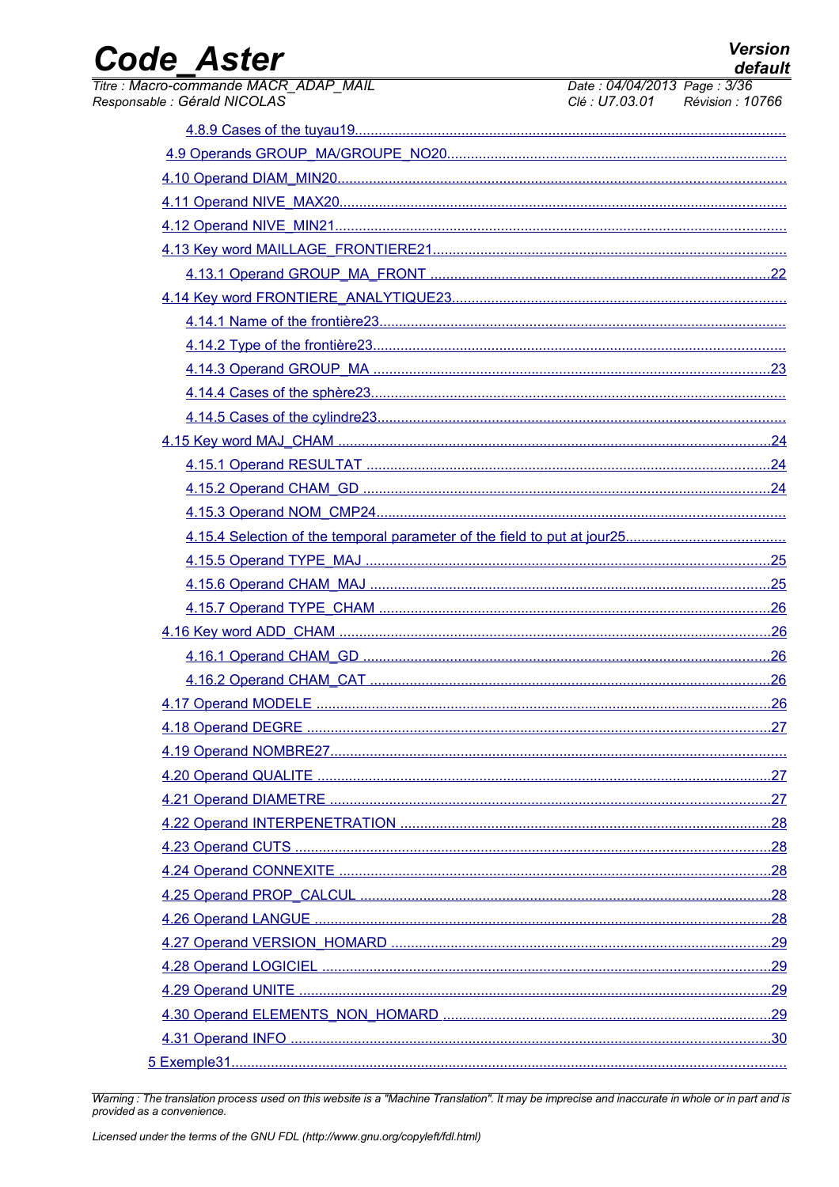4.8.9 Cases of the tuyau19

4.9 Operands GROUP_MA/GROUPE_NO20

4.10 Operand DIAM_MIN20

4.11 Operand NIVE_MAX20

4.12 Operand NIVE_MIN21

4.13 Key word MAILLAGE_FRONTIERE21

4.13.1 Operand GROUP_MA_FRONT ......................................................................................22

4.14 Key word FRONTIERE_ANALYTIQUE23

4.14.1 Name of the frontière23

4.14.2 Type of the frontière23

4.14.3 Operand GROUP_MA ......................................................................................23

4.14.4 Cases of the sphère23

4.14.5 Cases of the cylindre23

4.15 Key word MAJ_CHAM ......................................................................................24

4.15.1 Operand RESULTAT ......................................................................................24

4.15.2 Operand CHAM_GD ......................................................................................24

4.15.3 Operand NOM_CMP24

4.15.4 Selection of the temporal parameter of the field to put at jour25

4.15.5 Operand TYPE_MAJ ......................................................................................25

4.15.6 Operand CHAM_MAJ ......................................................................................25

4.15.7 Operand TYPE_CHAM ......................................................................................26

4.16 Key word ADD_CHAM ......................................................................................26

4.16.1 Operand CHAM_GD ......................................................................................26

4.16.2 Operand CHAM_CAT ......................................................................................26

4.17 Operand MODELE ......................................................................................26

4.18 Operand DEGRE ......................................................................................27

4.19 Operand NOMBRE27

4.20 Operand QUALITE ......................................................................................27

4.21 Operand DIAMETRE ......................................................................................27

4.22 Operand INTERPENETRATION ......................................................................................28

4.23 Operand CUTS ......................................................................................28

4.24 Operand CONNEXITE ......................................................................................28

4.25 Operand PROP_CALCUL ......................................................................................28

4.26 Operand LANGUE ......................................................................................28

4.27 Operand VERSION_HOMARD ......................................................................................29

4.28 Operand LOGICIEL ......................................................................................29

4.29 Operand UNITE ......................................................................................29

4.30 Operand ELEMENTS_NON_HOMARD ......................................................................................29

4.31 Operand INFO ......................................................................................30

5 Exemple31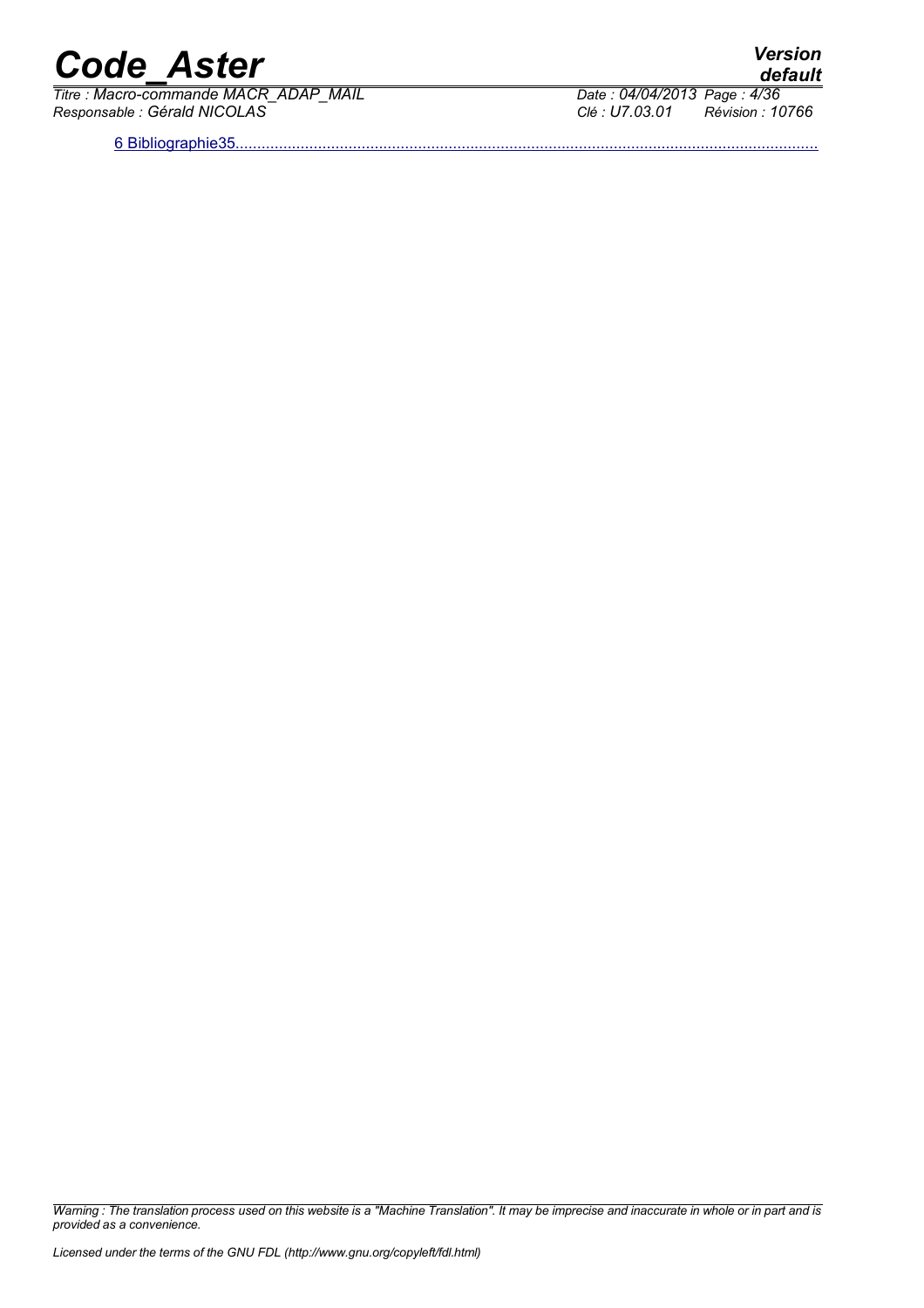6 Bibliographie35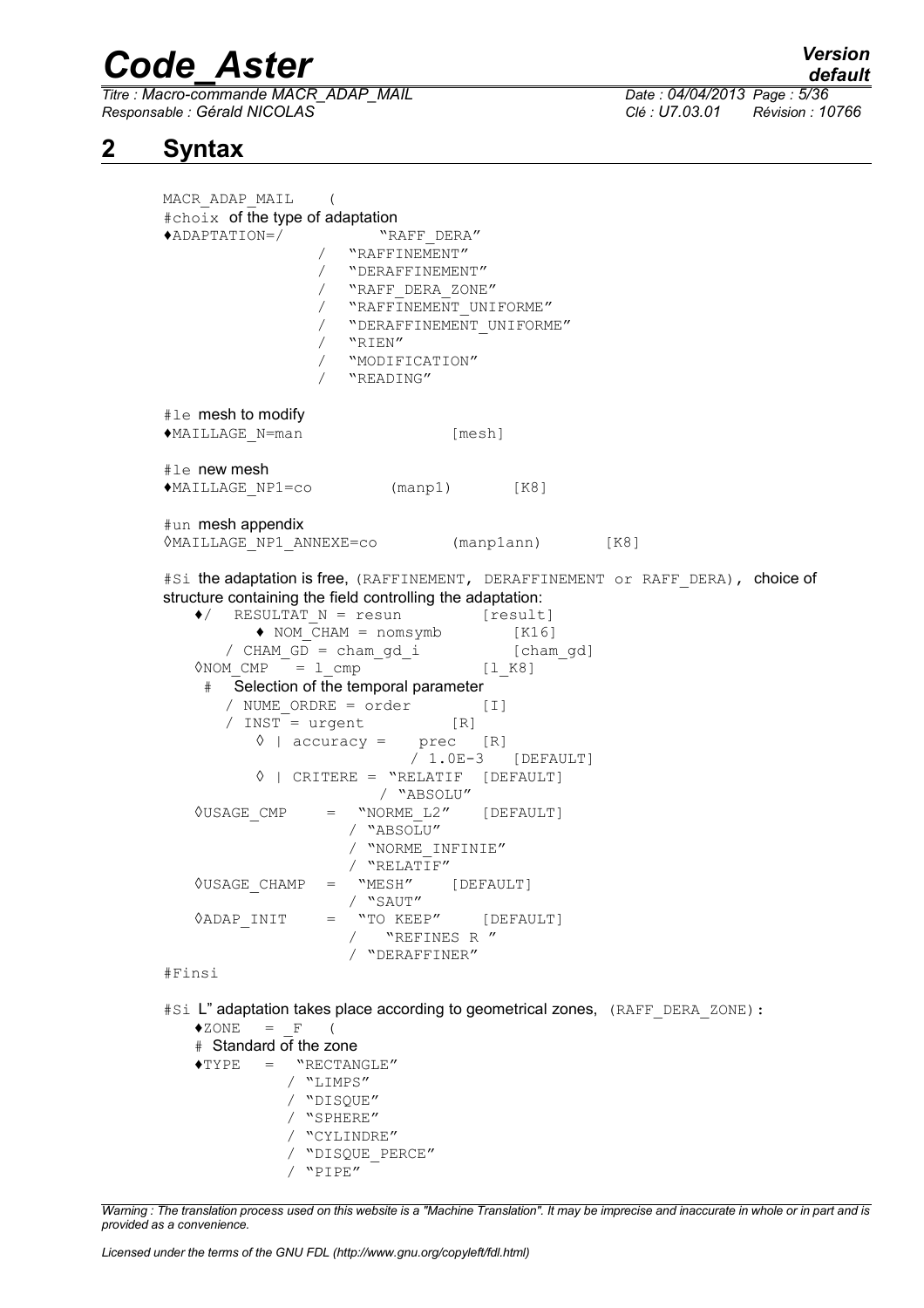## 2 Syntax

```
MACR_ADAP_MAIL    (
#choix  of the type of adaptation
♦ADAPTATION=/            "RAFF_DERA"
                  /  "RAFFINEMENT"
                  /  "DERAFFINEMENT"
                  /  "RAFF_DERA_ZONE"
                  /  "RAFFINEMENT_UNIFORME"
                  /  "DERAFFINEMENT_UNIFORME"
                  /  "RIEN"
                  /  "MODIFICATION"
                  /  "READING"

#le mesh to modify
♦MAILLAGE_N=man                   [mesh]

#le new mesh
♦MAILLAGE_NP1=co         (manp1)        [K8]

#un mesh appendix
◊MAILLAGE_NP1_ANNEXE=co         (manp1ann)        [K8]

#Si the adaptation is free, (RAFFINEMENT, DERAFFINEMENT or RAFF_DERA), choice of
structure containing the field controlling the adaptation:
   ♦/  RESULTAT_N = resun          [result]
          ♦ NOM_CHAM = nomsymb          [K16]
      / CHAM_GD = cham_gd_i            [cham_gd]
   ◊NOM_CMP   = l_cmp              [l_K8]
     #   Selection of the temporal parameter
      / NUME_ORDRE = order          [I]
      / INST = urgent            [R]
          ◊ | accuracy =    prec   [R]
                          / 1.0E-3   [DEFAULT]
          ◊ | CRITERE = "RELATIF  [DEFAULT]
                         / "ABSOLU"
   ◊USAGE_CMP     =  "NORME_L2"    [DEFAULT]
                    / "ABSOLU"
                    / "NORME_INFINIE"
                    / "RELATIF"
   ◊USAGE_CHAMP   =  "MESH"    [DEFAULT]
                    / "SAUT"
   ◊ADAP_INIT     =  "TO KEEP"     [DEFAULT]
                    /   "REFINES R "
                    / "DERAFFINER"
#Finsi

#Si L" adaptation takes place according to geometrical zones, (RAFF_DERA_ZONE):
   ♦ZONE   = _F   (
   # Standard of the zone
   ♦TYPE   =  "RECTANGLE"
             / "LIMPS"
             / "DISQUE"
             / "SPHERE"
             / "CYLINDRE"
             / "DISQUE_PERCE"
             / "PIPE"
```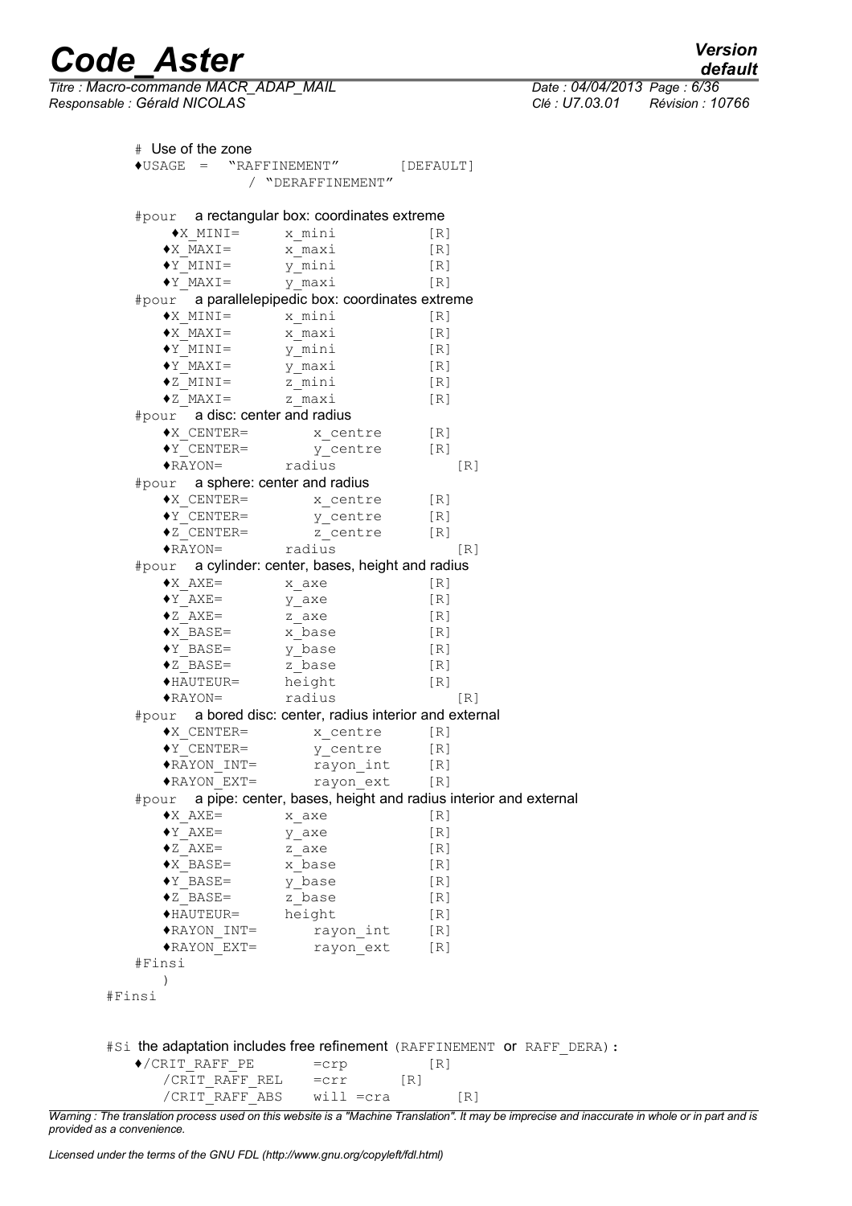```
   # Use of the zone
   ♦USAGE  =  "RAFFINEMENT"          [DEFAULT]
              / "DERAFFINEMENT"

   #pour  a rectangular box: coordinates extreme
       ♦X_MINI=       x_mini            [R]
      ♦X_MAXI=        x_maxi            [R]
      ♦Y_MINI=        y_mini            [R]
      ♦Y_MAXI=        y_maxi            [R]
   #pour  a parallelepipedic box: coordinates extreme
      ♦X_MINI=        x_mini            [R]
      ♦X_MAXI=        x_maxi            [R]
      ♦Y_MINI=        y_mini            [R]
      ♦Y_MAXI=        y_maxi            [R]
      ♦Z_MINI=        z_mini            [R]
      ♦Z_MAXI=        z_maxi            [R]
   #pour  a disc: center and radius
      ♦X_CENTER=        x_centre        [R]
      ♦Y_CENTER=        y_centre        [R]
      ♦RAYON=         radius               [R]
   #pour  a sphere: center and radius
      ♦X_CENTER=        x_centre        [R]
      ♦Y_CENTER=        y_centre        [R]
      ♦Z_CENTER=        z_centre        [R]
      ♦RAYON=         radius               [R]
   #pour  a cylinder: center, bases, height and radius
      ♦X_AXE=         x_axe             [R]
      ♦Y_AXE=         y_axe             [R]
      ♦Z_AXE=         z_axe             [R]
      ♦X_BASE=        x_base            [R]
      ♦Y_BASE=        y_base            [R]
      ♦Z_BASE=        z_base            [R]
      ♦HAUTEUR=       height            [R]
      ♦RAYON=         radius               [R]
   #pour  a bored disc: center, radius interior and external
      ♦X_CENTER=        x_centre        [R]
      ♦Y_CENTER=        y_centre        [R]
      ♦RAYON_INT=       rayon_int       [R]
      ♦RAYON_EXT=       rayon_ext       [R]
   #pour  a pipe: center, bases, height and radius interior and external
      ♦X_AXE=         x_axe             [R]
      ♦Y_AXE=         y_axe             [R]
      ♦Z_AXE=         z_axe             [R]
      ♦X_BASE=        x_base            [R]
      ♦Y_BASE=        y_base            [R]
      ♦Z_BASE=        z_base            [R]
      ♦HAUTEUR=       height            [R]
      ♦RAYON_INT=       rayon_int       [R]
      ♦RAYON_EXT=       rayon_ext       [R]
   #Finsi
      )
#Finsi


   #Si the adaptation includes free refinement (RAFFINEMENT or RAFF_DERA):
      ♦/CRIT_RAFF_PE       =crp           [R]
        /CRIT_RAFF_REL    =crr        [R]
        /CRIT_RAFF_ABS    will =cra          [R]
```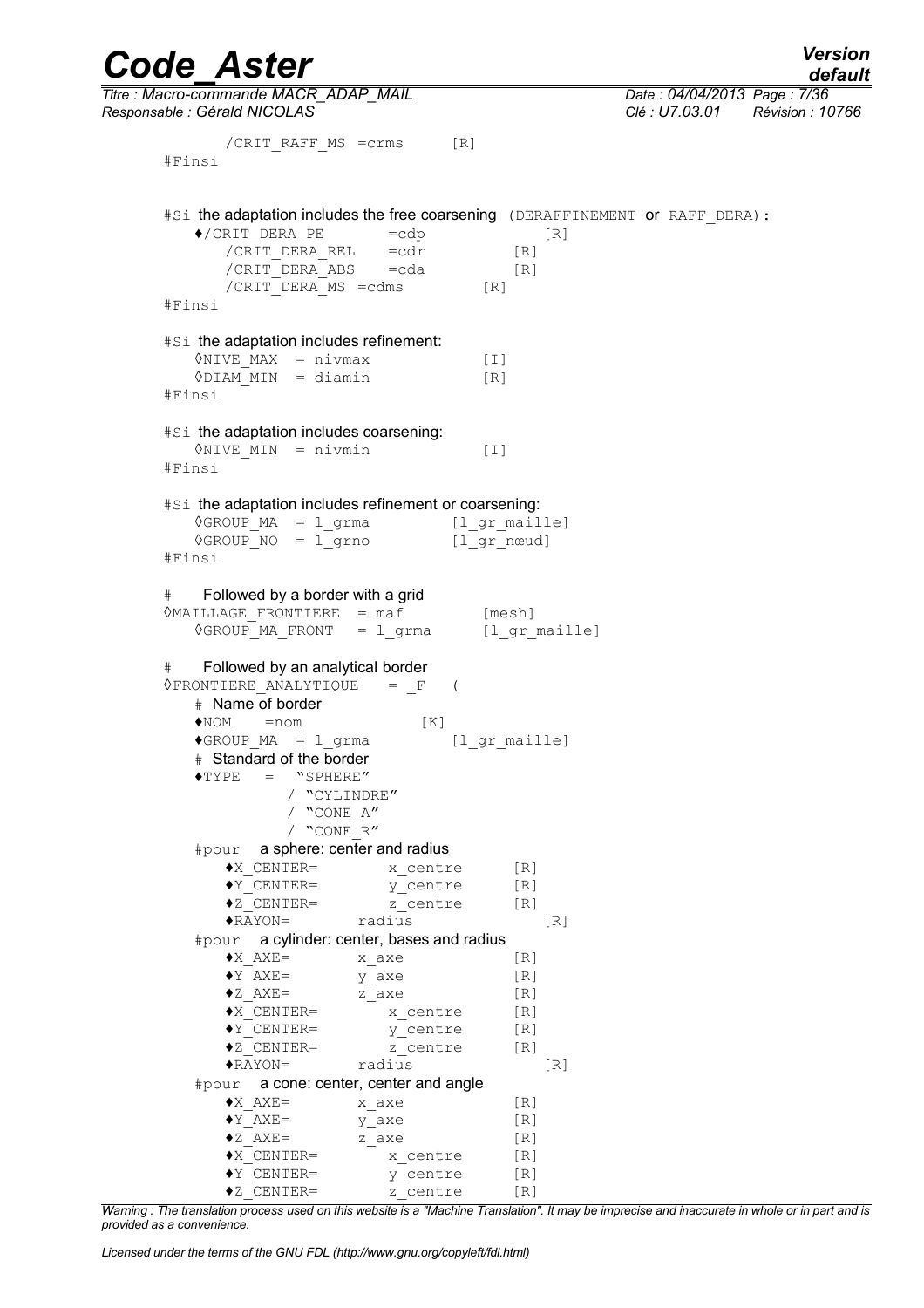```
        /CRIT_RAFF_MS =crms      [R]
#Finsi


#Si the adaptation includes the free coarsening (DERAFFINEMENT or RAFF_DERA):
   ♦/CRIT_DERA_PE       =cdp             [R]
      /CRIT_DERA_REL    =cdr           [R]
      /CRIT_DERA_ABS    =cda           [R]
      /CRIT_DERA_MS =cdms         [R]
#Finsi

#Si the adaptation includes refinement:
   ◊NIVE_MAX  = nivmax            [I]
   ◊DIAM_MIN  = diamin            [R]
#Finsi

#Si the adaptation includes coarsening:
   ◊NIVE_MIN  = nivmin            [I]
#Finsi

#Si the adaptation includes refinement or coarsening:
   ◊GROUP_MA  = l_grma         [l_gr_maille]
   ◊GROUP_NO  = l_grno         [l_gr_nœud]
#Finsi

#    Followed by a border with a grid
◊MAILLAGE_FRONTIERE  = maf          [mesh]
   ◊GROUP_MA_FRONT  = l_grma      [l_gr_maille]

#    Followed by an analytical border
◊FRONTIERE_ANALYTIQUE   = _F   (
   # Name of border
   ♦NOM    =nom             [K]
   ♦GROUP_MA  = l_grma         [l_gr_maille]
   # Standard of the border
   ♦TYPE   =  "SPHERE"
            / "CYLINDRE"
            / "CONE_A"
            / "CONE_R"
   #pour  a sphere: center and radius
      ♦X_CENTER=        x_centre      [R]
      ♦Y_CENTER=        y_centre      [R]
      ♦Z_CENTER=        z_centre      [R]
      ♦RAYON=        radius              [R]
   #pour  a cylinder: center, bases and radius
      ♦X_AXE=        x_axe            [R]
      ♦Y_AXE=        y_axe            [R]
      ♦Z_AXE=        z_axe            [R]
      ♦X_CENTER=        x_centre      [R]
      ♦Y_CENTER=        y_centre      [R]
      ♦Z_CENTER=        z_centre      [R]
      ♦RAYON=        radius              [R]
   #pour  a cone: center, center and angle
      ♦X_AXE=        x_axe            [R]
      ♦Y_AXE=        y_axe            [R]
      ♦Z_AXE=        z_axe            [R]
      ♦X_CENTER=        x_centre      [R]
      ♦Y_CENTER=        y_centre      [R]
      ♦Z_CENTER=        z_centre      [R]
```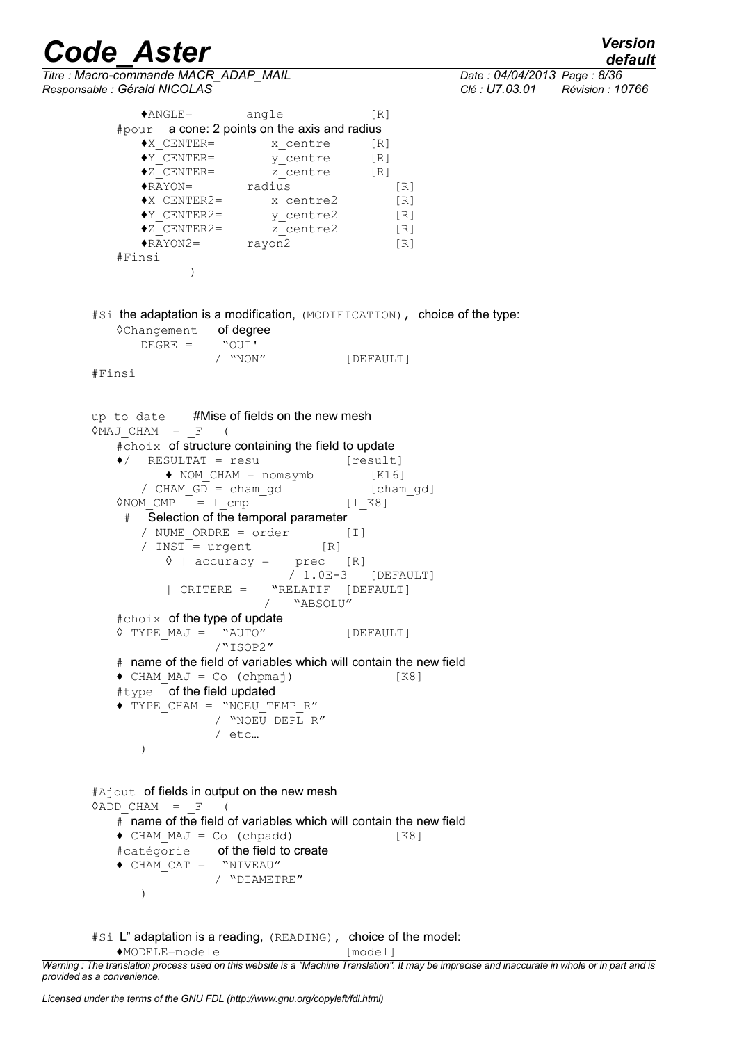```
        ♦ANGLE=        angle              [R]
    #pour  a cone: 2 points on the axis and radius
        ♦X_CENTER=        x_centre      [R]
        ♦Y_CENTER=        y_centre      [R]
        ♦Z_CENTER=        z_centre      [R]
        ♦RAYON=        radius              [R]
        ♦X_CENTER2=       x_centre2         [R]
        ♦Y_CENTER2=       y_centre2         [R]
        ♦Z_CENTER2=       z_centre2         [R]
        ♦RAYON2=       rayon2               [R]
    #Finsi
            )


#Si  the adaptation is a modification, (MODIFICATION),  choice of the type:
    ◊Changement    of degree
        DEGRE =     "OUI'
                  / "NON"           [DEFAULT]
#Finsi


up to date     #Mise of fields on the new mesh
◊MAJ_CHAM   =  _F   (
    #choix  of structure containing the field to update
    ♦/  RESULTAT = resu            [result]
          ♦ NOM_CHAM = nomsymb        [K16]
      / CHAM_GD = cham_gd            [cham_gd]
    ◊NOM_CMP   = l_cmp              [l_K8]
     #   Selection of the temporal parameter
       / NUME_ORDRE = order         [I]
       / INST = urgent           [R]
          ◊ | accuracy =    prec   [R]
                          / 1.0E-3   [DEFAULT]
          | CRITERE =    "RELATIF  [DEFAULT]
                       /    "ABSOLU"
    #choix  of the type of update
    ◊ TYPE_MAJ =   "AUTO"           [DEFAULT]
                 /"ISOP2"
    #  name of the field of variables which will contain the new field
    ♦ CHAM_MAJ = Co (chpmaj)              [K8]
    #type   of the field updated
    ♦ TYPE_CHAM = "NOEU_TEMP_R"
                / "NOEU_DEPL_R"
                / etc…
       )


#Ajout  of fields in output on the new mesh
◊ADD_CHAM   =  _F   (
    #  name of the field of variables which will contain the new field
    ♦ CHAM_MAJ = Co (chpadd)              [K8]
    #catégorie      of the field to create
    ♦ CHAM_CAT =  "NIVEAU"
                / "DIAMETRE"
       )


#Si  L" adaptation is a reading, (READING),  choice of the model:
    ♦MODELE=modele                  [model]
```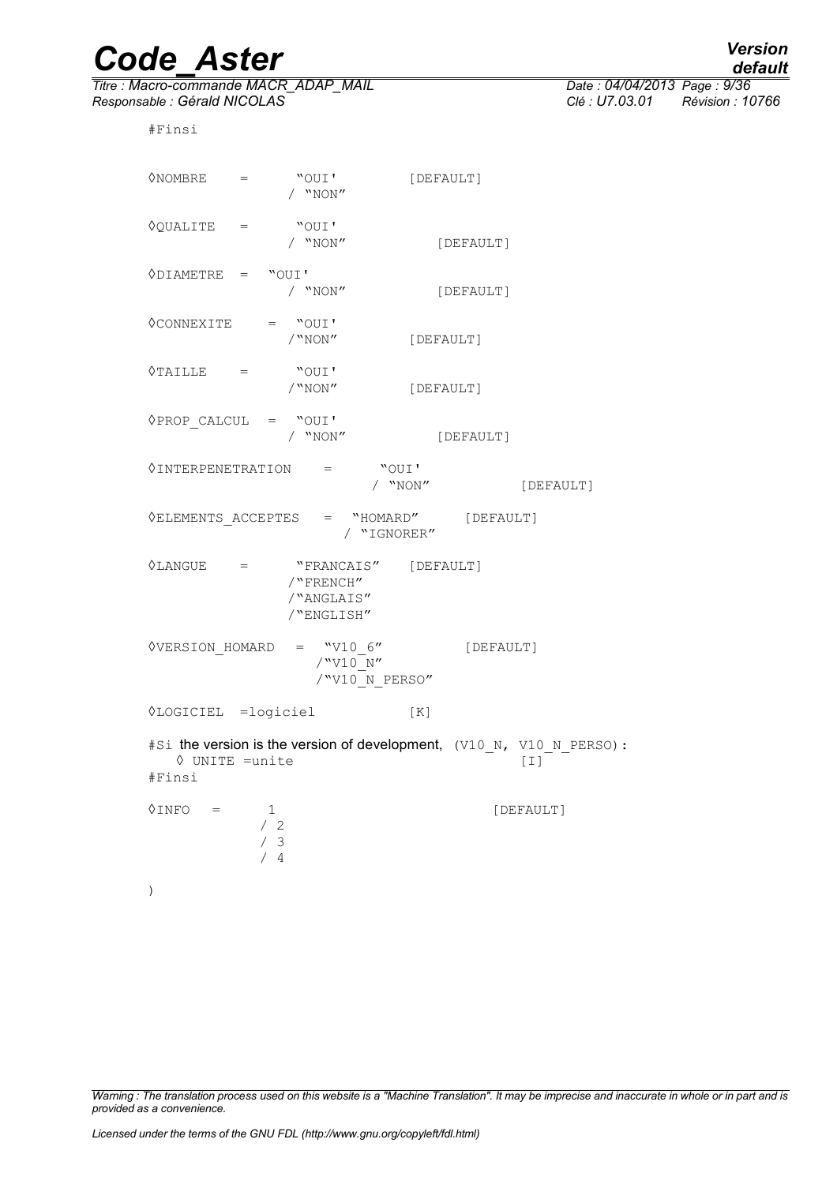```
#Finsi

◊NOMBRE    =     "OUI'          [DEFAULT]
               / "NON"

◊QUALITE   =     "OUI'
               / "NON"            [DEFAULT]

◊DIAMETRE  =  "OUI'
               / "NON"            [DEFAULT]

◊CONNEXITE    =  "OUI'
               /"NON"          [DEFAULT]

◊TAILLE    =     "OUI'
               /"NON"          [DEFAULT]

◊PROP_CALCUL  =  "OUI'
               / "NON"            [DEFAULT]

◊INTERPENETRATION    =     "OUI'
                         / "NON"            [DEFAULT]

◊ELEMENTS_ACCEPTES   =  "HOMARD"      [DEFAULT]
                      / "IGNORER"

◊LANGUE    =     "FRANCAIS"   [DEFAULT]
               /"FRENCH"
               /"ANGLAIS"
               /"ENGLISH"

◊VERSION_HOMARD   =  "V10_6"          [DEFAULT]
                    /"V10_N"
                    /"V10_N_PERSO"

◊LOGICIEL  =logiciel          [K]

#Si the version is the version of development, (V10_N, V10_N_PERSO):
   ◊ UNITE =unite                         [I]
#Finsi

◊INFO   =     1                         [DEFAULT]
            / 2
            / 3
            / 4

)
```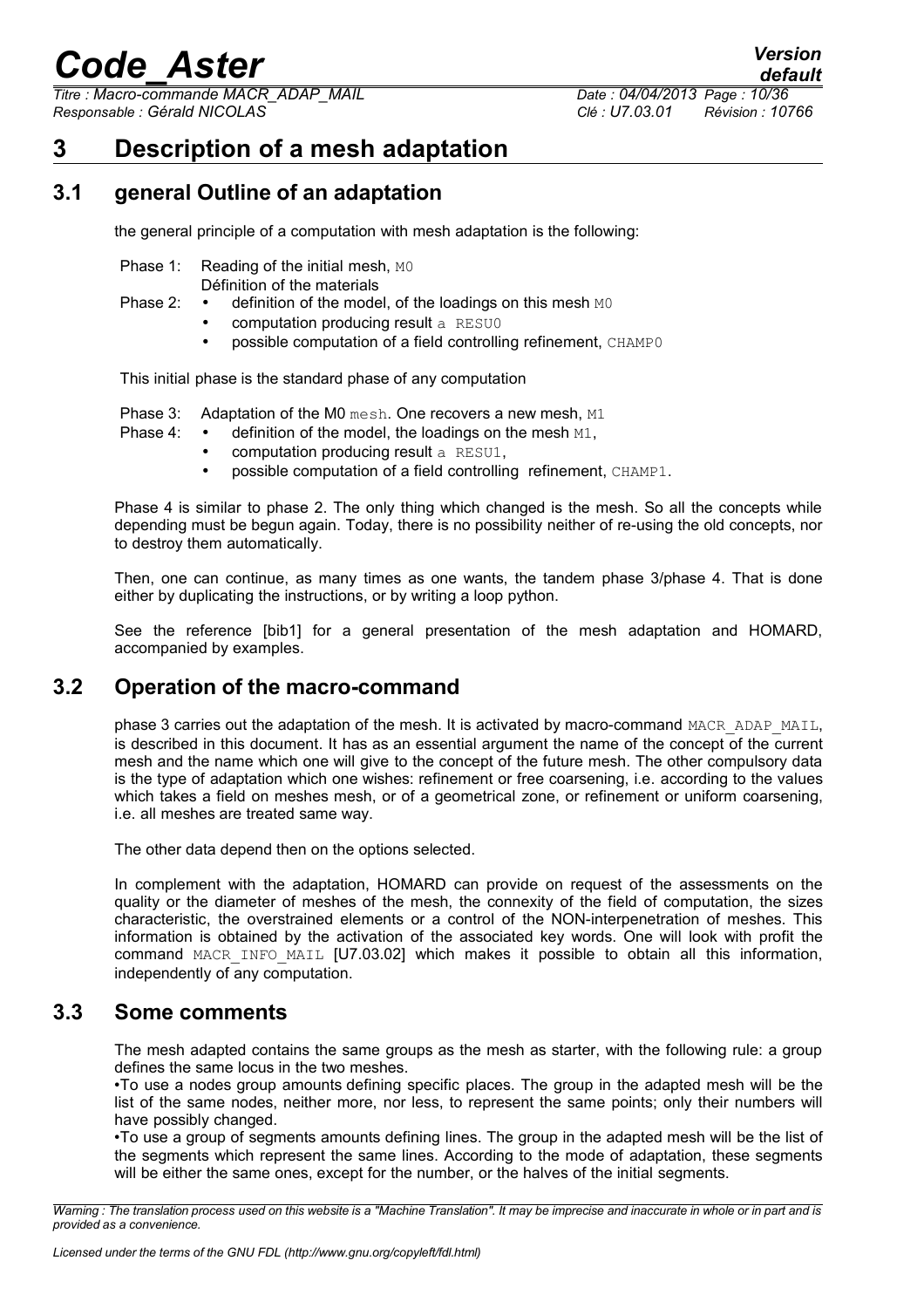# 3 Description of a mesh adaptation

## 3.1 general Outline of an adaptation

the general principle of a computation with mesh adaptation is the following:

Phase 1: Reading of the initial mesh, M0
Définition of the materials

Phase 2:
- definition of the model, of the loadings on this mesh M0
- computation producing result a RESU0
- possible computation of a field controlling refinement, CHAMP0

This initial phase is the standard phase of any computation

Phase 3: Adaptation of the M0 mesh. One recovers a new mesh, M1

Phase 4:
- definition of the model, the loadings on the mesh M1,
- computation producing result a RESU1,
- possible computation of a field controlling refinement, CHAMP1.

Phase 4 is similar to phase 2. The only thing which changed is the mesh. So all the concepts while depending must be begun again. Today, there is no possibility neither of re-using the old concepts, nor to destroy them automatically.

Then, one can continue, as many times as one wants, the tandem phase 3/phase 4. That is done either by duplicating the instructions, or by writing a loop python.

See the reference [bib1] for a general presentation of the mesh adaptation and HOMARD, accompanied by examples.

## 3.2 Operation of the macro-command

phase 3 carries out the adaptation of the mesh. It is activated by macro-command MACR_ADAP_MAIL, is described in this document. It has as an essential argument the name of the concept of the current mesh and the name which one will give to the concept of the future mesh. The other compulsory data is the type of adaptation which one wishes: refinement or free coarsening, i.e. according to the values which takes a field on meshes mesh, or of a geometrical zone, or refinement or uniform coarsening, i.e. all meshes are treated same way.

The other data depend then on the options selected.

In complement with the adaptation, HOMARD can provide on request of the assessments on the quality or the diameter of meshes of the mesh, the connexity of the field of computation, the sizes characteristic, the overstrained elements or a control of the NON-interpenetration of meshes. This information is obtained by the activation of the associated key words. One will look with profit the command MACR_INFO_MAIL [U7.03.02] which makes it possible to obtain all this information, independently of any computation.

## 3.3 Some comments

The mesh adapted contains the same groups as the mesh as starter, with the following rule: a group defines the same locus in the two meshes.

•To use a nodes group amounts defining specific places. The group in the adapted mesh will be the list of the same nodes, neither more, nor less, to represent the same points; only their numbers will have possibly changed.

•To use a group of segments amounts defining lines. The group in the adapted mesh will be the list of the segments which represent the same lines. According to the mode of adaptation, these segments will be either the same ones, except for the number, or the halves of the initial segments.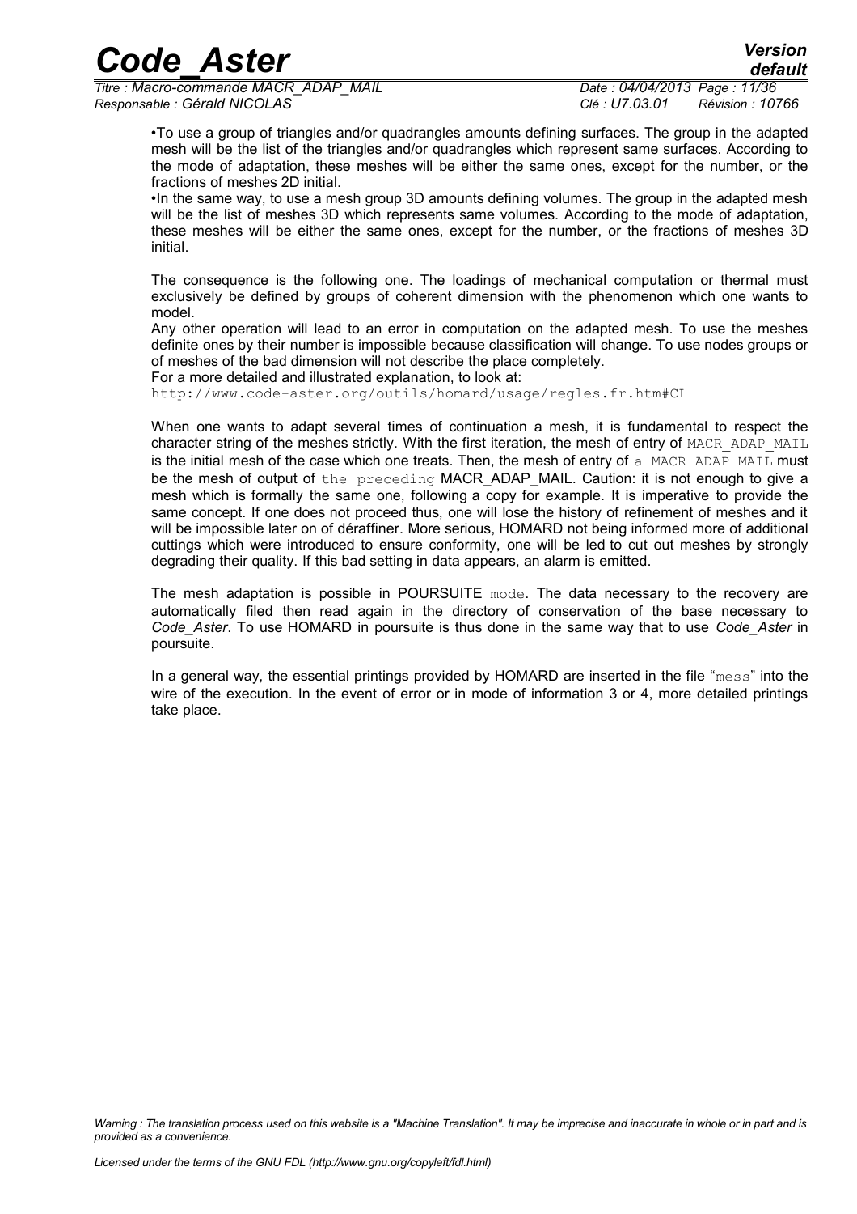•To use a group of triangles and/or quadrangles amounts defining surfaces. The group in the adapted mesh will be the list of the triangles and/or quadrangles which represent same surfaces. According to the mode of adaptation, these meshes will be either the same ones, except for the number, or the fractions of meshes 2D initial.

•In the same way, to use a mesh group 3D amounts defining volumes. The group in the adapted mesh will be the list of meshes 3D which represents same volumes. According to the mode of adaptation, these meshes will be either the same ones, except for the number, or the fractions of meshes 3D initial.

The consequence is the following one. The loadings of mechanical computation or thermal must exclusively be defined by groups of coherent dimension with the phenomenon which one wants to model.

Any other operation will lead to an error in computation on the adapted mesh. To use the meshes definite ones by their number is impossible because classification will change. To use nodes groups or of meshes of the bad dimension will not describe the place completely.

For a more detailed and illustrated explanation, to look at:

`http://www.code-aster.org/outils/homard/usage/regles.fr.htm#CL`

When one wants to adapt several times of continuation a mesh, it is fundamental to respect the character string of the meshes strictly. With the first iteration, the mesh of entry of `MACR_ADAP_MAIL` is the initial mesh of the case which one treats. Then, the mesh of entry of `a MACR_ADAP_MAIL` must be the mesh of output of `the preceding` MACR_ADAP_MAIL. Caution: it is not enough to give a mesh which is formally the same one, following a copy for example. It is imperative to provide the same concept. If one does not proceed thus, one will lose the history of refinement of meshes and it will be impossible later on of déraffiner. More serious, HOMARD not being informed more of additional cuttings which were introduced to ensure conformity, one will be led to cut out meshes by strongly degrading their quality. If this bad setting in data appears, an alarm is emitted.

The mesh adaptation is possible in POURSUITE `mode`. The data necessary to the recovery are automatically filed then read again in the directory of conservation of the base necessary to *Code_Aster*. To use HOMARD in poursuite is thus done in the same way that to use *Code_Aster* in poursuite.

In a general way, the essential printings provided by HOMARD are inserted in the file "`mess`" into the wire of the execution. In the event of error or in mode of information 3 or 4, more detailed printings take place.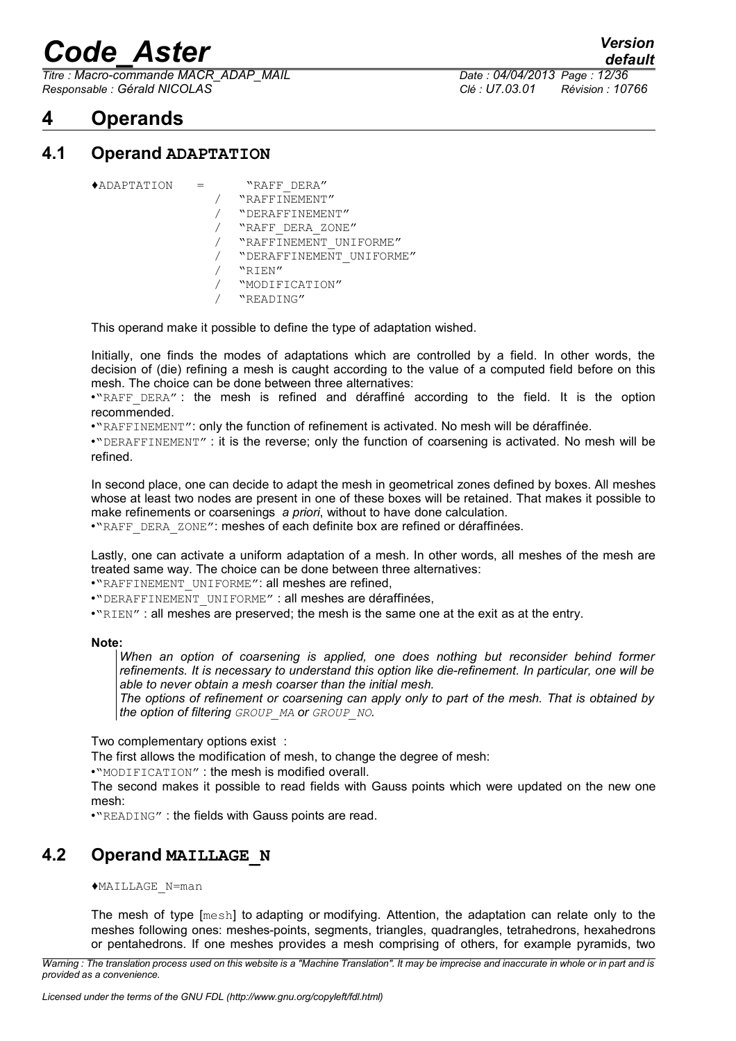# 4 Operands

## 4.1 Operand ADAPTATION

```
♦ADAPTATION    =      "RAFF_DERA"
                  /   "RAFFINEMENT"
                  /   "DERAFFINEMENT"
                  /   "RAFF_DERA_ZONE"
                  /   "RAFFINEMENT_UNIFORME"
                  /   "DERAFFINEMENT_UNIFORME"
                  /   "RIEN"
                  /   "MODIFICATION"
                  /   "READING"
```

This operand make it possible to define the type of adaptation wished.

Initially, one finds the modes of adaptations which are controlled by a field. In other words, the decision of (die) refining a mesh is caught according to the value of a computed field before on this mesh. The choice can be done between three alternatives:

•"RAFF_DERA" : the mesh is refined and déraffiné according to the field. It is the option recommended.

•"RAFFINEMENT": only the function of refinement is activated. No mesh will be déraffinée.

•"DERAFFINEMENT" : it is the reverse; only the function of coarsening is activated. No mesh will be refined.

In second place, one can decide to adapt the mesh in geometrical zones defined by boxes. All meshes whose at least two nodes are present in one of these boxes will be retained. That makes it possible to make refinements or coarsenings *a priori*, without to have done calculation.

•"RAFF_DERA_ZONE": meshes of each definite box are refined or déraffinées.

Lastly, one can activate a uniform adaptation of a mesh. In other words, all meshes of the mesh are treated same way. The choice can be done between three alternatives:

•"RAFFINEMENT_UNIFORME": all meshes are refined,

•"DERAFFINEMENT_UNIFORME" : all meshes are déraffinées,

•"RIEN" : all meshes are preserved; the mesh is the same one at the exit as at the entry.

**Note:**

> *When an option of coarsening is applied, one does nothing but reconsider behind former refinements. It is necessary to understand this option like die-refinement. In particular, one will be able to never obtain a mesh coarser than the initial mesh.*
> *The options of refinement or coarsening can apply only to part of the mesh. That is obtained by the option of filtering GROUP_MA or GROUP_NO.*

Two complementary options exist :

The first allows the modification of mesh, to change the degree of mesh:

•"MODIFICATION" : the mesh is modified overall.

The second makes it possible to read fields with Gauss points which were updated on the new one mesh:

•"READING" : the fields with Gauss points are read.

## 4.2 Operand MAILLAGE_N

♦MAILLAGE_N=man

The mesh of type [mesh] to adapting or modifying. Attention, the adaptation can relate only to the meshes following ones: meshes-points, segments, triangles, quadrangles, tetrahedrons, hexahedrons or pentahedrons. If one meshes provides a mesh comprising of others, for example pyramids, two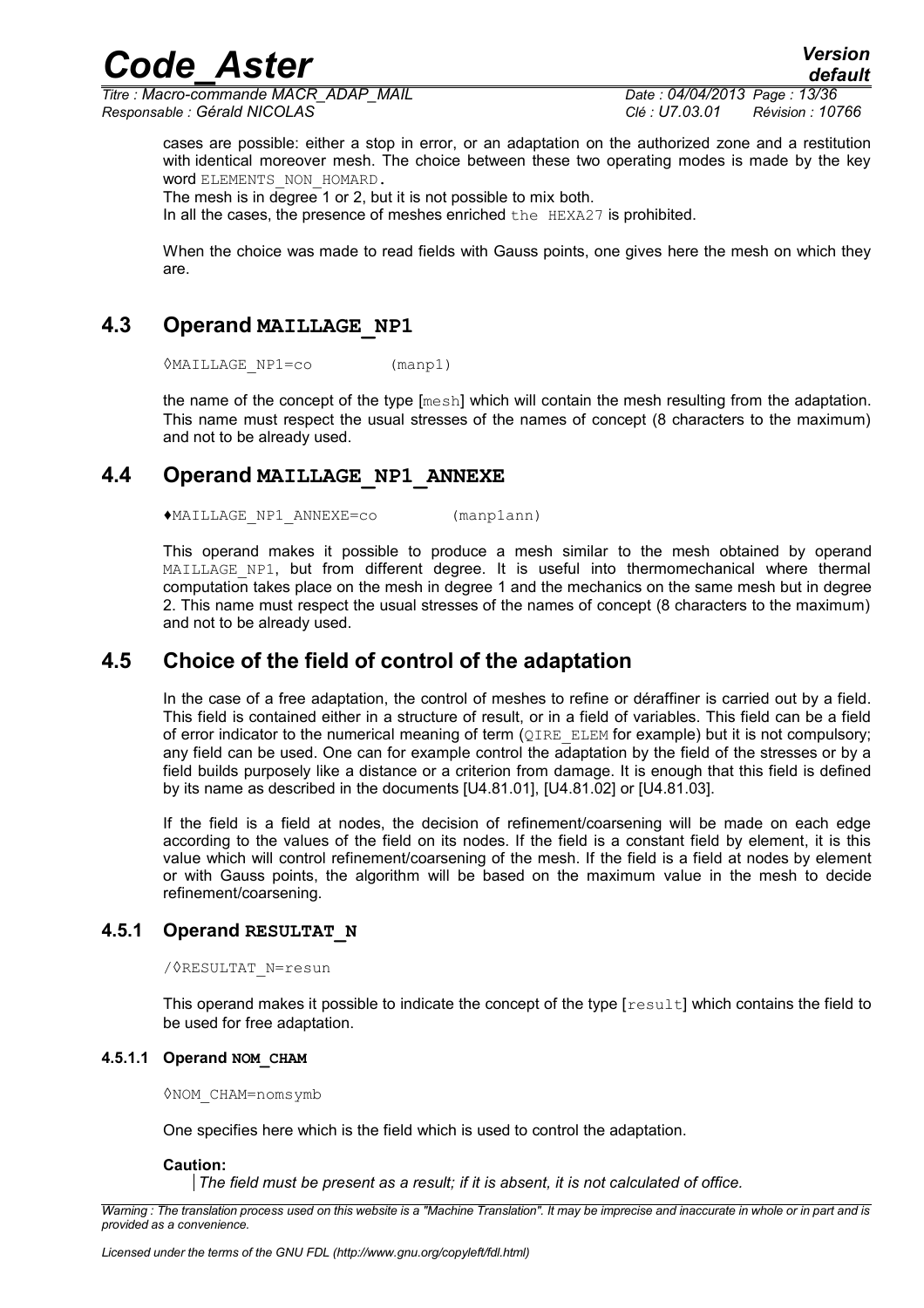cases are possible: either a stop in error, or an adaptation on the authorized zone and a restitution with identical moreover mesh. The choice between these two operating modes is made by the key word ELEMENTS_NON_HOMARD.

The mesh is in degree 1 or 2, but it is not possible to mix both.

In all the cases, the presence of meshes enriched the HEXA27 is prohibited.

When the choice was made to read fields with Gauss points, one gives here the mesh on which they are.

## 4.3 Operand MAILLAGE_NP1

```
◊MAILLAGE_NP1=co        (manp1)
```

the name of the concept of the type [mesh] which will contain the mesh resulting from the adaptation. This name must respect the usual stresses of the names of concept (8 characters to the maximum) and not to be already used.

## 4.4 Operand MAILLAGE_NP1_ANNEXE

```
♦MAILLAGE_NP1_ANNEXE=co        (manp1ann)
```

This operand makes it possible to produce a mesh similar to the mesh obtained by operand MAILLAGE_NP1, but from different degree. It is useful into thermomechanical where thermal computation takes place on the mesh in degree 1 and the mechanics on the same mesh but in degree 2. This name must respect the usual stresses of the names of concept (8 characters to the maximum) and not to be already used.

## 4.5 Choice of the field of control of the adaptation

In the case of a free adaptation, the control of meshes to refine or déraffiner is carried out by a field. This field is contained either in a structure of result, or in a field of variables. This field can be a field of error indicator to the numerical meaning of term (QIRE_ELEM for example) but it is not compulsory; any field can be used. One can for example control the adaptation by the field of the stresses or by a field builds purposely like a distance or a criterion from damage. It is enough that this field is defined by its name as described in the documents [U4.81.01], [U4.81.02] or [U4.81.03].

If the field is a field at nodes, the decision of refinement/coarsening will be made on each edge according to the values of the field on its nodes. If the field is a constant field by element, it is this value which will control refinement/coarsening of the mesh. If the field is a field at nodes by element or with Gauss points, the algorithm will be based on the maximum value in the mesh to decide refinement/coarsening.

### 4.5.1 Operand RESULTAT_N

```
/◊RESULTAT_N=resun
```

This operand makes it possible to indicate the concept of the type [result] which contains the field to be used for free adaptation.

#### 4.5.1.1 Operand NOM_CHAM

```
◊NOM_CHAM=nomsymb
```

One specifies here which is the field which is used to control the adaptation.

**Caution:**

*The field must be present as a result; if it is absent, it is not calculated of office.*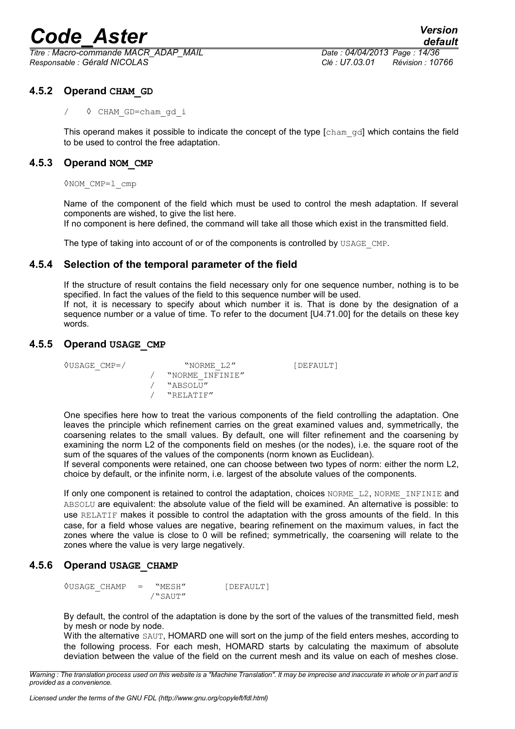### 4.5.2 Operand CHAM_GD

```
/   ◊ CHAM_GD=cham_gd_i
```

This operand makes it possible to indicate the concept of the type [cham_gd] which contains the field to be used to control the free adaptation.

### 4.5.3 Operand NOM_CMP

```
◊NOM_CMP=l_cmp
```

Name of the component of the field which must be used to control the mesh adaptation. If several components are wished, to give the list here.
If no component is here defined, the command will take all those which exist in the transmitted field.

The type of taking into account of or of the components is controlled by USAGE_CMP.

### 4.5.4 Selection of the temporal parameter of the field

If the structure of result contains the field necessary only for one sequence number, nothing is to be specified. In fact the values of the field to this sequence number will be used.
If not, it is necessary to specify about which number it is. That is done by the designation of a sequence number or a value of time. To refer to the document [U4.71.00] for the details on these key words.

### 4.5.5 Operand USAGE_CMP

```
◊USAGE_CMP=/          "NORME_L2"          [DEFAULT]
              /   "NORME_INFINIE"
              /   "ABSOLU"
              /   "RELATIF"
```

One specifies here how to treat the various components of the field controlling the adaptation. One leaves the principle which refinement carries on the great examined values and, symmetrically, the coarsening relates to the small values. By default, one will filter refinement and the coarsening by examining the norm L2 of the components field on meshes (or the nodes), i.e. the square root of the sum of the squares of the values of the components (norm known as Euclidean).
If several components were retained, one can choose between two types of norm: either the norm L2, choice by default, or the infinite norm, i.e. largest of the absolute values of the components.

If only one component is retained to control the adaptation, choices NORME_L2, NORME_INFINIE and ABSOLU are equivalent: the absolute value of the field will be examined. An alternative is possible: to use RELATIF makes it possible to control the adaptation with the gross amounts of the field. In this case, for a field whose values are negative, bearing refinement on the maximum values, in fact the zones where the value is close to 0 will be refined; symmetrically, the coarsening will relate to the zones where the value is very large negatively.

### 4.5.6 Operand USAGE_CHAMP

```
◊USAGE_CHAMP  =  "MESH"        [DEFAULT]
                /"SAUT"
```

By default, the control of the adaptation is done by the sort of the values of the transmitted field, mesh by mesh or node by node.
With the alternative SAUT, HOMARD one will sort on the jump of the field enters meshes, according to the following process. For each mesh, HOMARD starts by calculating the maximum of absolute deviation between the value of the field on the current mesh and its value on each of meshes close.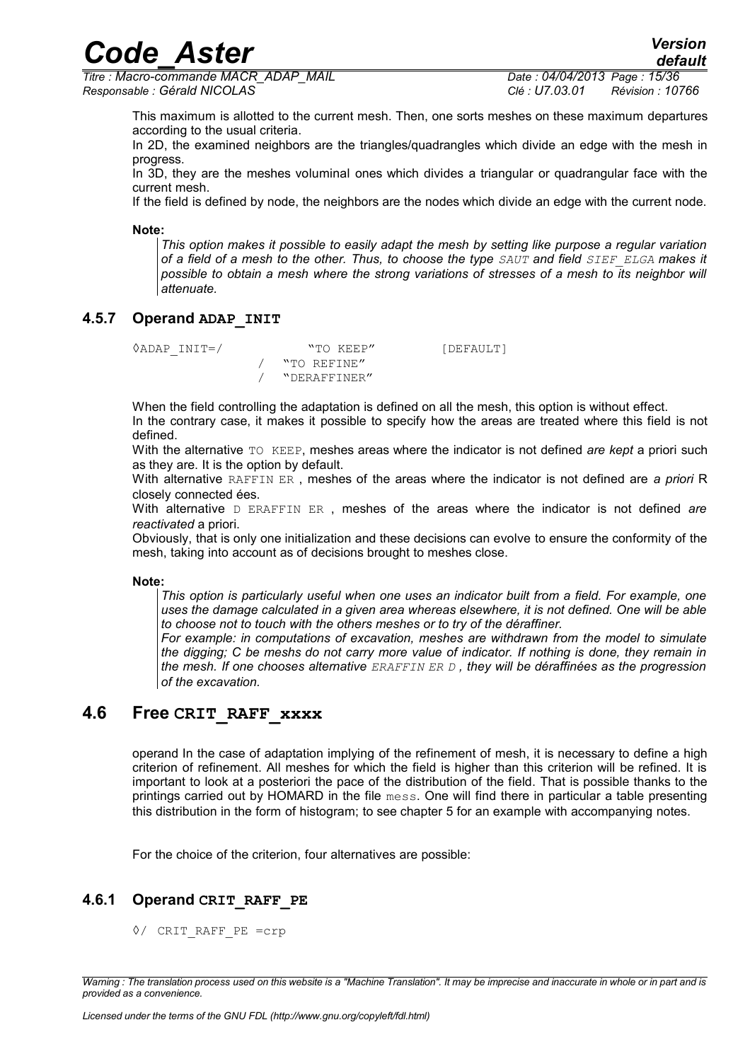This maximum is allotted to the current mesh. Then, one sorts meshes on these maximum departures according to the usual criteria.

In 2D, the examined neighbors are the triangles/quadrangles which divide an edge with the mesh in progress.

In 3D, they are the meshes voluminal ones which divides a triangular or quadrangular face with the current mesh.

If the field is defined by node, the neighbors are the nodes which divide an edge with the current node.

**Note:**

> *This option makes it possible to easily adapt the mesh by setting like purpose a regular variation of a field of a mesh to the other. Thus, to choose the type SAUT and field SIEF_ELGA makes it possible to obtain a mesh where the strong variations of stresses of a mesh to its neighbor will attenuate.*

### 4.5.7 Operand ADAP_INIT

```
◊ADAP_INIT=/          "TO KEEP"          [DEFAULT]
             /  "TO REFINE"
             /  "DERAFFINER"
```

When the field controlling the adaptation is defined on all the mesh, this option is without effect.

In the contrary case, it makes it possible to specify how the areas are treated where this field is not defined.

With the alternative TO KEEP, meshes areas where the indicator is not defined *are kept* a priori such as they are. It is the option by default.

With alternative RAFFIN ER , meshes of the areas where the indicator is not defined are *a priori* R closely connected ées.

With alternative D ERAFFIN ER , meshes of the areas where the indicator is not defined *are reactivated* a priori.

Obviously, that is only one initialization and these decisions can evolve to ensure the conformity of the mesh, taking into account as of decisions brought to meshes close.

**Note:**

> *This option is particularly useful when one uses an indicator built from a field. For example, one uses the damage calculated in a given area whereas elsewhere, it is not defined. One will be able to choose not to touch with the others meshes or to try of the déraffiner.*
>
> *For example: in computations of excavation, meshes are withdrawn from the model to simulate the digging; C be meshs do not carry more value of indicator. If nothing is done, they remain in the mesh. If one chooses alternative ERAFFIN ER D , they will be déraffinées as the progression of the excavation.*

## 4.6 Free CRIT_RAFF_xxxx

operand In the case of adaptation implying of the refinement of mesh, it is necessary to define a high criterion of refinement. All meshes for which the field is higher than this criterion will be refined. It is important to look at a posteriori the pace of the distribution of the field. That is possible thanks to the printings carried out by HOMARD in the file mess. One will find there in particular a table presenting this distribution in the form of histogram; to see chapter 5 for an example with accompanying notes.

For the choice of the criterion, four alternatives are possible:

### 4.6.1 Operand CRIT_RAFF_PE

```
◊/ CRIT_RAFF_PE =crp
```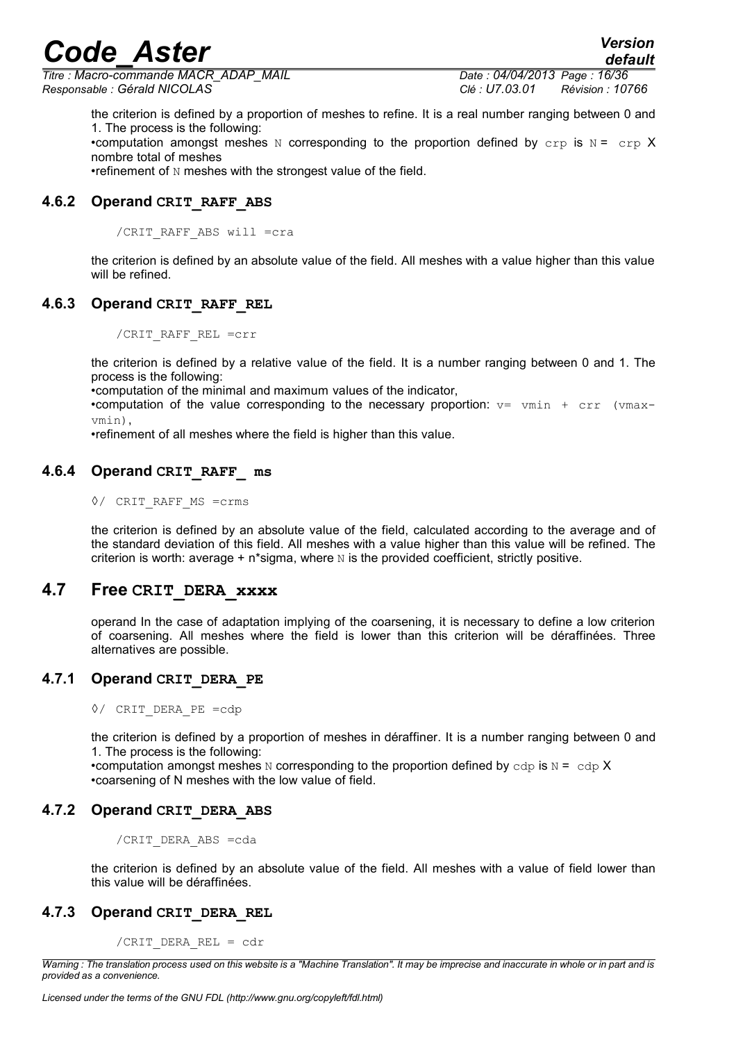the criterion is defined by a proportion of meshes to refine. It is a real number ranging between 0 and 1. The process is the following:

•computation amongst meshes N corresponding to the proportion defined by crp is N = crp X nombre total of meshes

•refinement of N meshes with the strongest value of the field.

### 4.6.2 Operand CRIT_RAFF_ABS

```
/CRIT_RAFF_ABS will =cra
```

the criterion is defined by an absolute value of the field. All meshes with a value higher than this value will be refined.

### 4.6.3 Operand CRIT_RAFF_REL

```
/CRIT_RAFF_REL =crr
```

the criterion is defined by a relative value of the field. It is a number ranging between 0 and 1. The process is the following:

•computation of the minimal and maximum values of the indicator,

•computation of the value corresponding to the necessary proportion: v= vmin + crr (vmax-vmin),

•refinement of all meshes where the field is higher than this value.

### 4.6.4 Operand CRIT_RAFF_ ms

```
◊/ CRIT_RAFF_MS =crms
```

the criterion is defined by an absolute value of the field, calculated according to the average and of the standard deviation of this field. All meshes with a value higher than this value will be refined. The criterion is worth: average + n*sigma, where N is the provided coefficient, strictly positive.

## 4.7 Free CRIT_DERA_xxxx

operand In the case of adaptation implying of the coarsening, it is necessary to define a low criterion of coarsening. All meshes where the field is lower than this criterion will be déraffinées. Three alternatives are possible.

### 4.7.1 Operand CRIT_DERA_PE

```
◊/ CRIT_DERA_PE =cdp
```

the criterion is defined by a proportion of meshes in déraffiner. It is a number ranging between 0 and 1. The process is the following:

•computation amongst meshes N corresponding to the proportion defined by cdp is N = cdp X

•coarsening of N meshes with the low value of field.

### 4.7.2 Operand CRIT_DERA_ABS

```
/CRIT_DERA_ABS =cda
```

the criterion is defined by an absolute value of the field. All meshes with a value of field lower than this value will be déraffinées.

### 4.7.3 Operand CRIT_DERA_REL

```
/CRIT_DERA_REL = cdr
```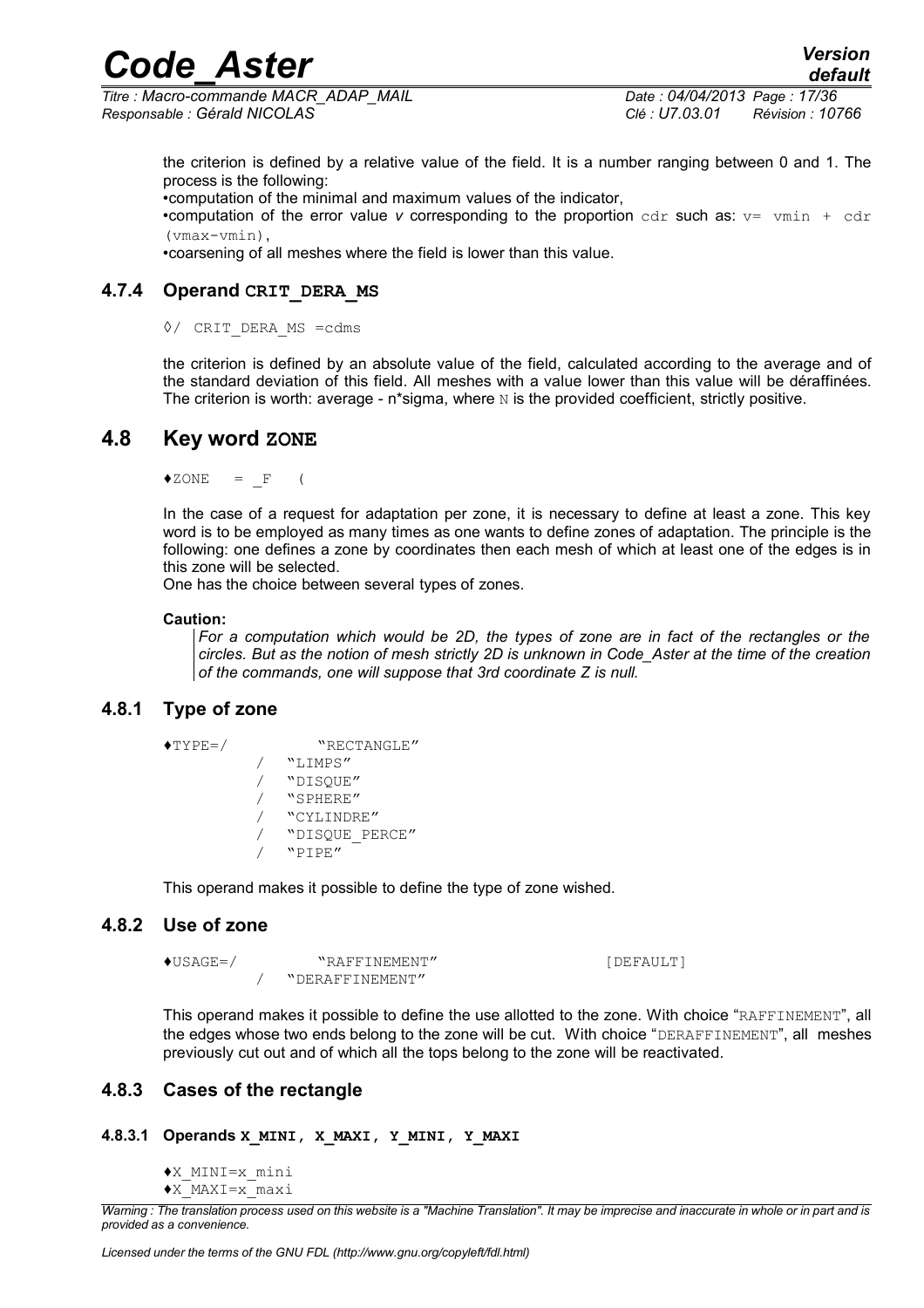the criterion is defined by a relative value of the field. It is a number ranging between 0 and 1. The process is the following:

- computation of the minimal and maximum values of the indicator,
- computation of the error value *v* corresponding to the proportion `cdr` such as: `v= vmin + cdr (vmax-vmin)`,
- coarsening of all meshes where the field is lower than this value.

### 4.7.4 Operand CRIT_DERA_MS

```
◊/ CRIT_DERA_MS =cdms
```

the criterion is defined by an absolute value of the field, calculated according to the average and of the standard deviation of this field. All meshes with a value lower than this value will be déraffinées. The criterion is worth: average - n*sigma, where `N` is the provided coefficient, strictly positive.

## 4.8 Key word ZONE

```
♦ZONE   = _F   (
```

In the case of a request for adaptation per zone, it is necessary to define at least a zone. This key word is to be employed as many times as one wants to define zones of adaptation. The principle is the following: one defines a zone by coordinates then each mesh of which at least one of the edges is in this zone will be selected.

One has the choice between several types of zones.

**Caution:**

*For a computation which would be 2D, the types of zone are in fact of the rectangles or the circles. But as the notion of mesh strictly 2D is unknown in Code_Aster at the time of the creation of the commands, one will suppose that 3rd coordinate Z is null.*

### 4.8.1 Type of zone

```
♦TYPE=/         "RECTANGLE"
       /   "LIMPS"
       /   "DISQUE"
       /   "SPHERE"
       /   "CYLINDRE"
       /   "DISQUE_PERCE"
       /   "PIPE"
```

This operand makes it possible to define the type of zone wished.

### 4.8.2 Use of zone

```
♦USAGE=/        "RAFFINEMENT"                 [DEFAULT]
       /   "DERAFFINEMENT"
```

This operand makes it possible to define the use allotted to the zone. With choice "`RAFFINEMENT`", all the edges whose two ends belong to the zone will be cut. With choice "`DERAFFINEMENT`", all meshes previously cut out and of which all the tops belong to the zone will be reactivated.

### 4.8.3 Cases of the rectangle

#### 4.8.3.1 Operands X_MINI, X_MAXI, Y_MINI, Y_MAXI

```
♦X_MINI=x_mini
♦X_MAXI=x_maxi
```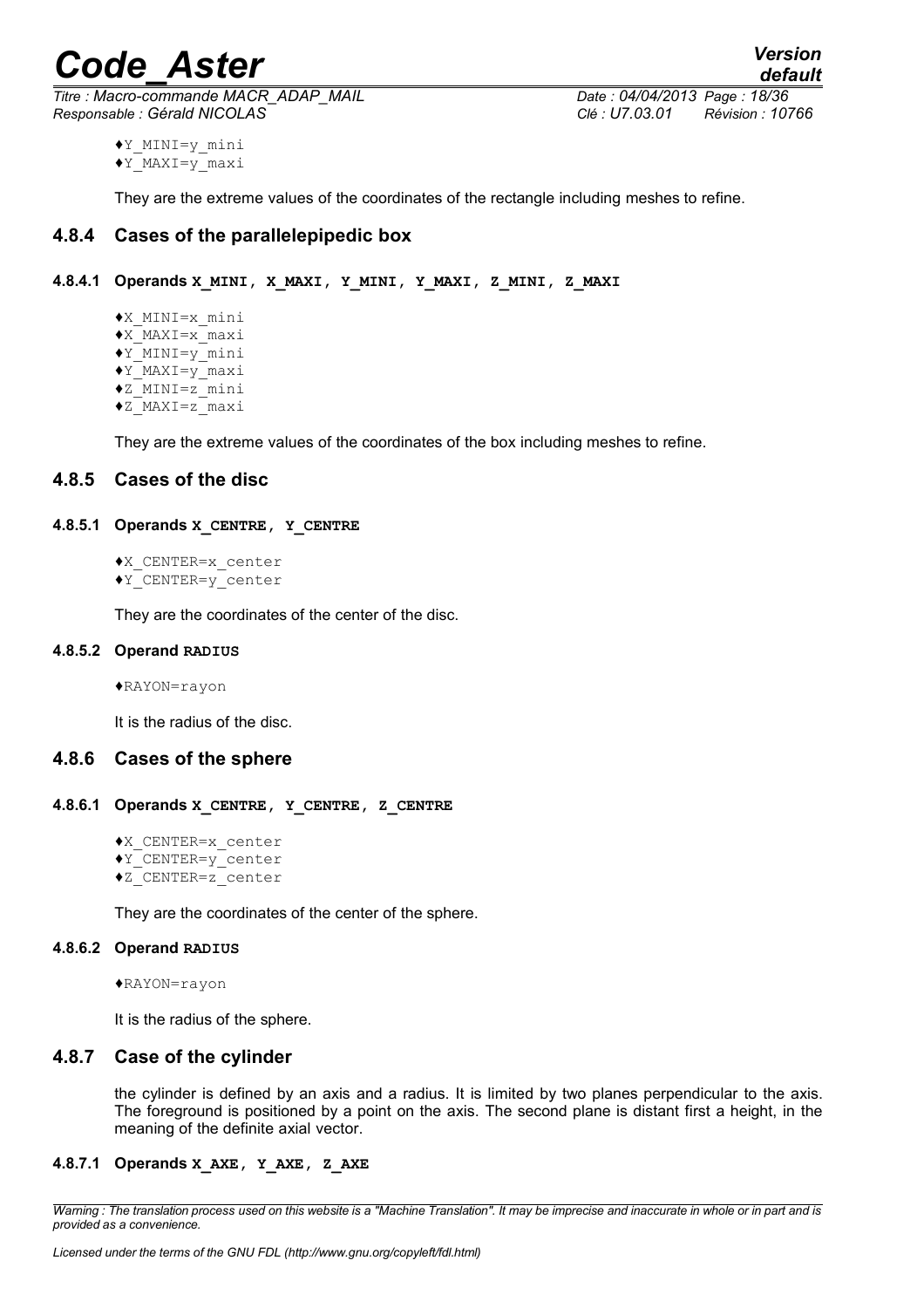♦Y_MINI=y_mini
♦Y_MAXI=y_maxi

They are the extreme values of the coordinates of the rectangle including meshes to refine.

### 4.8.4 Cases of the parallelepipedic box

#### 4.8.4.1 Operands X_MINI, X_MAXI, Y_MINI, Y_MAXI, Z_MINI, Z_MAXI

♦X_MINI=x_mini
♦X_MAXI=x_maxi
♦Y_MINI=y_mini
♦Y_MAXI=y_maxi
♦Z_MINI=z_mini
♦Z_MAXI=z_maxi

They are the extreme values of the coordinates of the box including meshes to refine.

### 4.8.5 Cases of the disc

#### 4.8.5.1 Operands X_CENTRE, Y_CENTRE

♦X_CENTER=x_center
♦Y_CENTER=y_center

They are the coordinates of the center of the disc.

#### 4.8.5.2 Operand RADIUS

♦RAYON=rayon

It is the radius of the disc.

### 4.8.6 Cases of the sphere

#### 4.8.6.1 Operands X_CENTRE, Y_CENTRE, Z_CENTRE

♦X_CENTER=x_center
♦Y_CENTER=y_center
♦Z_CENTER=z_center

They are the coordinates of the center of the sphere.

#### 4.8.6.2 Operand RADIUS

♦RAYON=rayon

It is the radius of the sphere.

### 4.8.7 Case of the cylinder

the cylinder is defined by an axis and a radius. It is limited by two planes perpendicular to the axis. The foreground is positioned by a point on the axis. The second plane is distant first a height, in the meaning of the definite axial vector.

#### 4.8.7.1 Operands X_AXE, Y_AXE, Z_AXE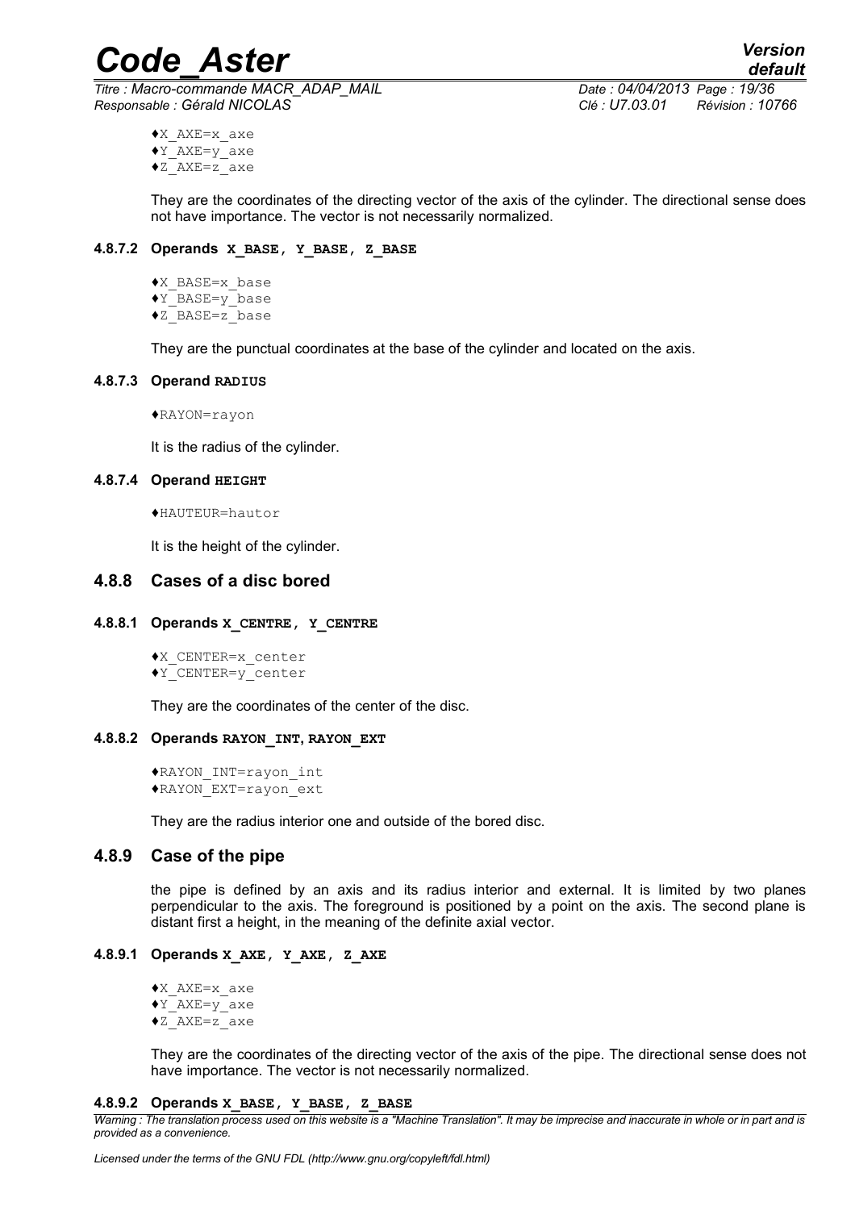♦X_AXE=x_axe
♦Y_AXE=y_axe
♦Z_AXE=z_axe

They are the coordinates of the directing vector of the axis of the cylinder. The directional sense does not have importance. The vector is not necessarily normalized.

#### 4.8.7.2 Operands **X_BASE, Y_BASE, Z_BASE**

♦X_BASE=x_base
♦Y_BASE=y_base
♦Z_BASE=z_base

They are the punctual coordinates at the base of the cylinder and located on the axis.

#### 4.8.7.3 Operand **RADIUS**

♦RAYON=rayon

It is the radius of the cylinder.

#### 4.8.7.4 Operand **HEIGHT**

♦HAUTEUR=hautor

It is the height of the cylinder.

### 4.8.8 Cases of a disc bored

#### 4.8.8.1 Operands **X_CENTRE, Y_CENTRE**

♦X_CENTER=x_center
♦Y_CENTER=y_center

They are the coordinates of the center of the disc.

#### 4.8.8.2 Operands **RAYON_INT, RAYON_EXT**

♦RAYON_INT=rayon_int
♦RAYON_EXT=rayon_ext

They are the radius interior one and outside of the bored disc.

### 4.8.9 Case of the pipe

the pipe is defined by an axis and its radius interior and external. It is limited by two planes perpendicular to the axis. The foreground is positioned by a point on the axis. The second plane is distant first a height, in the meaning of the definite axial vector.

#### 4.8.9.1 Operands **X_AXE, Y_AXE, Z_AXE**

♦X_AXE=x_axe
♦Y_AXE=y_axe
♦Z_AXE=z_axe

They are the coordinates of the directing vector of the axis of the pipe. The directional sense does not have importance. The vector is not necessarily normalized.

#### 4.8.9.2 Operands **X_BASE, Y_BASE, Z_BASE**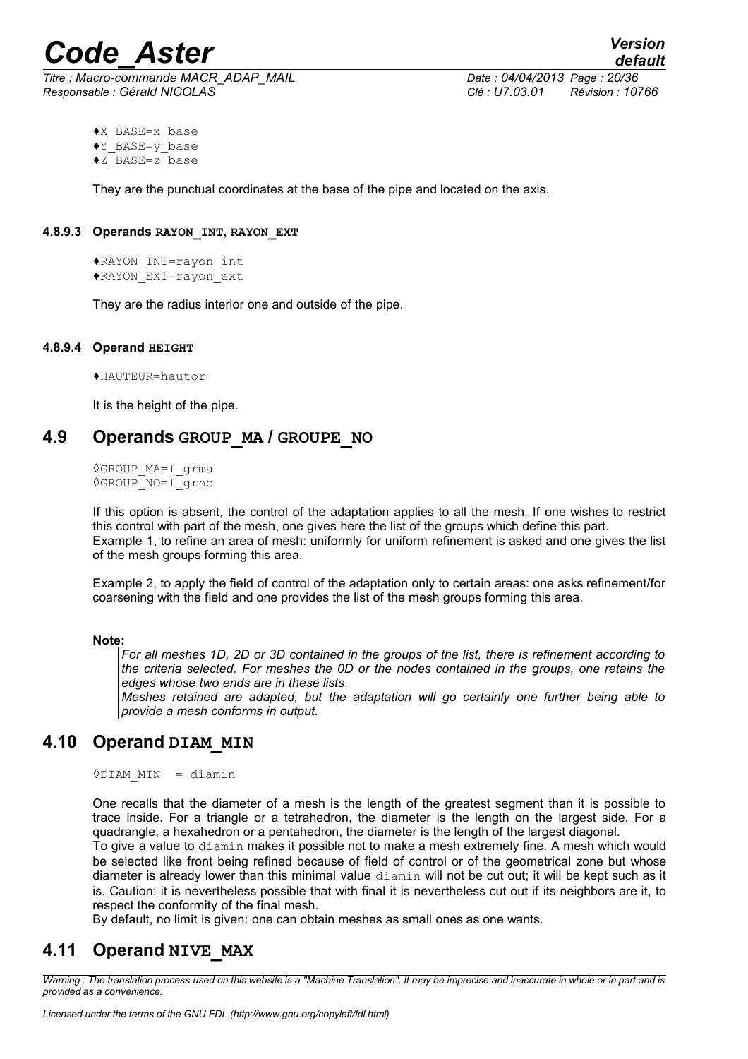♦X_BASE=x_base
♦Y_BASE=y_base
♦Z_BASE=z_base

They are the punctual coordinates at the base of the pipe and located on the axis.

#### 4.8.9.3 Operands RAYON_INT, RAYON_EXT

♦RAYON_INT=rayon_int
♦RAYON_EXT=rayon_ext

They are the radius interior one and outside of the pipe.

#### 4.8.9.4 Operand HEIGHT

♦HAUTEUR=hautor

It is the height of the pipe.

## 4.9 Operands GROUP_MA / GROUPE_NO

◊GROUP_MA=l_grma
◊GROUP_NO=l_grno

If this option is absent, the control of the adaptation applies to all the mesh. If one wishes to restrict this control with part of the mesh, one gives here the list of the groups which define this part.
Example 1, to refine an area of mesh: uniformly for uniform refinement is asked and one gives the list of the mesh groups forming this area.

Example 2, to apply the field of control of the adaptation only to certain areas: one asks refinement/for coarsening with the field and one provides the list of the mesh groups forming this area.

**Note:**

*For all meshes 1D, 2D or 3D contained in the groups of the list, there is refinement according to the criteria selected. For meshes the 0D or the nodes contained in the groups, one retains the edges whose two ends are in these lists.*
*Meshes retained are adapted, but the adaptation will go certainly one further being able to provide a mesh conforms in output.*

## 4.10 Operand DIAM_MIN

◊DIAM_MIN = diamin

One recalls that the diameter of a mesh is the length of the greatest segment than it is possible to trace inside. For a triangle or a tetrahedron, the diameter is the length on the largest side. For a quadrangle, a hexahedron or a pentahedron, the diameter is the length of the largest diagonal.
To give a value to diamin makes it possible not to make a mesh extremely fine. A mesh which would be selected like front being refined because of field of control or of the geometrical zone but whose diameter is already lower than this minimal value diamin will not be cut out; it will be kept such as it is. Caution: it is nevertheless possible that with final it is nevertheless cut out if its neighbors are it, to respect the conformity of the final mesh.
By default, no limit is given: one can obtain meshes as small ones as one wants.

## 4.11 Operand NIVE_MAX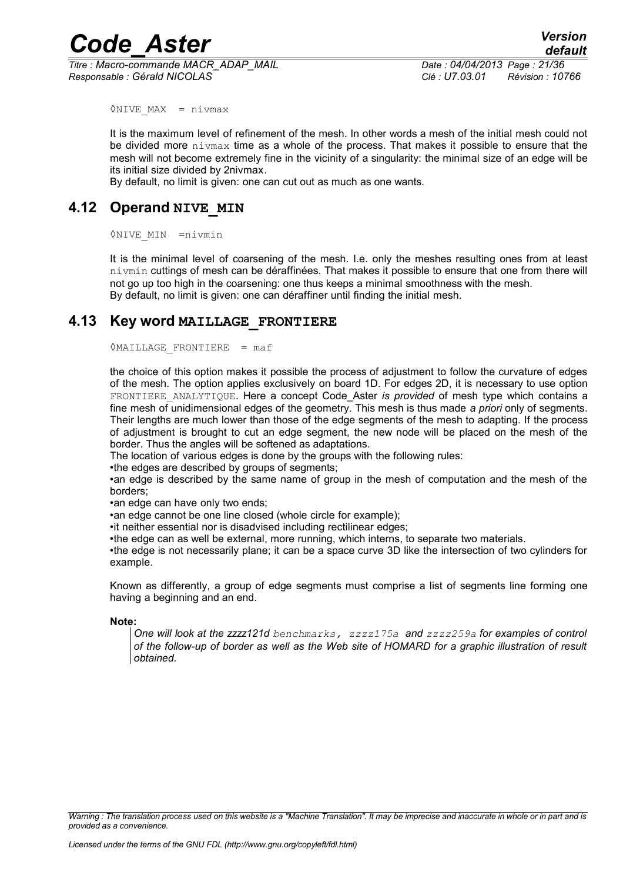◊NIVE_MAX = nivmax

It is the maximum level of refinement of the mesh. In other words a mesh of the initial mesh could not be divided more nivmax time as a whole of the process. That makes it possible to ensure that the mesh will not become extremely fine in the vicinity of a singularity: the minimal size of an edge will be its initial size divided by 2nivmax.

By default, no limit is given: one can cut out as much as one wants.

## 4.12 Operand NIVE_MIN

◊NIVE_MIN =nivmin

It is the minimal level of coarsening of the mesh. I.e. only the meshes resulting ones from at least nivmin cuttings of mesh can be déraffinées. That makes it possible to ensure that one from there will not go up too high in the coarsening: one thus keeps a minimal smoothness with the mesh.

By default, no limit is given: one can déraffiner until finding the initial mesh.

## 4.13 Key word MAILLAGE_FRONTIERE

◊MAILLAGE_FRONTIERE = maf

the choice of this option makes it possible the process of adjustment to follow the curvature of edges of the mesh. The option applies exclusively on board 1D. For edges 2D, it is necessary to use option FRONTIERE_ANALYTIQUE. Here a concept Code_Aster *is provided* of mesh type which contains a fine mesh of unidimensional edges of the geometry. This mesh is thus made *a priori* only of segments. Their lengths are much lower than those of the edge segments of the mesh to adapting. If the process of adjustment is brought to cut an edge segment, the new node will be placed on the mesh of the border. Thus the angles will be softened as adaptations.

The location of various edges is done by the groups with the following rules:

- the edges are described by groups of segments;
- an edge is described by the same name of group in the mesh of computation and the mesh of the borders;
- an edge can have only two ends;
- an edge cannot be one line closed (whole circle for example);
- it neither essential nor is disadvised including rectilinear edges;
- the edge can as well be external, more running, which interns, to separate two materials.
- the edge is not necessarily plane; it can be a space curve 3D like the intersection of two cylinders for example.

Known as differently, a group of edge segments must comprise a list of segments line forming one having a beginning and an end.

**Note:**

> *One will look at the zzzz121d benchmarks, zzzz175a and zzzz259a for examples of control of the follow-up of border as well as the Web site of HOMARD for a graphic illustration of result obtained.*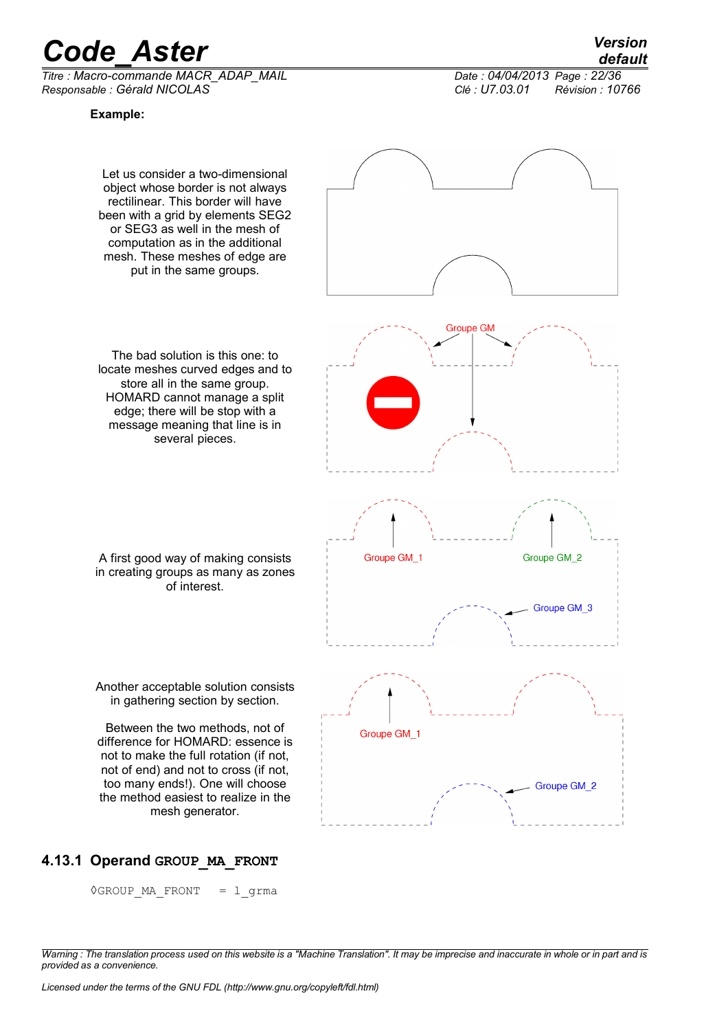**Example:**

Let us consider a two-dimensional object whose border is not always rectilinear. This border will have been with a grid by elements SEG2 or SEG3 as well in the mesh of computation as in the additional mesh. These meshes of edge are put in the same groups.

Groupe GM

The bad solution is this one: to locate meshes curved edges and to store all in the same group. HOMARD cannot manage a split edge; there will be stop with a message meaning that line is in several pieces.

A first good way of making consists in creating groups as many as zones of interest.

Groupe GM_1

Groupe GM_2

Groupe GM_3

Another acceptable solution consists in gathering section by section.

Between the two methods, not of difference for HOMARD: essence is not to make the full rotation (if not, not of end) and not to cross (if not, too many ends!). One will choose the method easiest to realize in the mesh generator.

Groupe GM_1

Groupe GM_2

### 4.13.1 Operand GROUP_MA_FRONT

```
◊GROUP_MA_FRONT   = l_grma
```

*Warning : The translation process used on this website is a "Machine Translation". It may be imprecise and inaccurate in whole or in part and is provided as a convenience.*

*Licensed under the terms of the GNU FDL (http://www.gnu.org/copyleft/fdl.html)*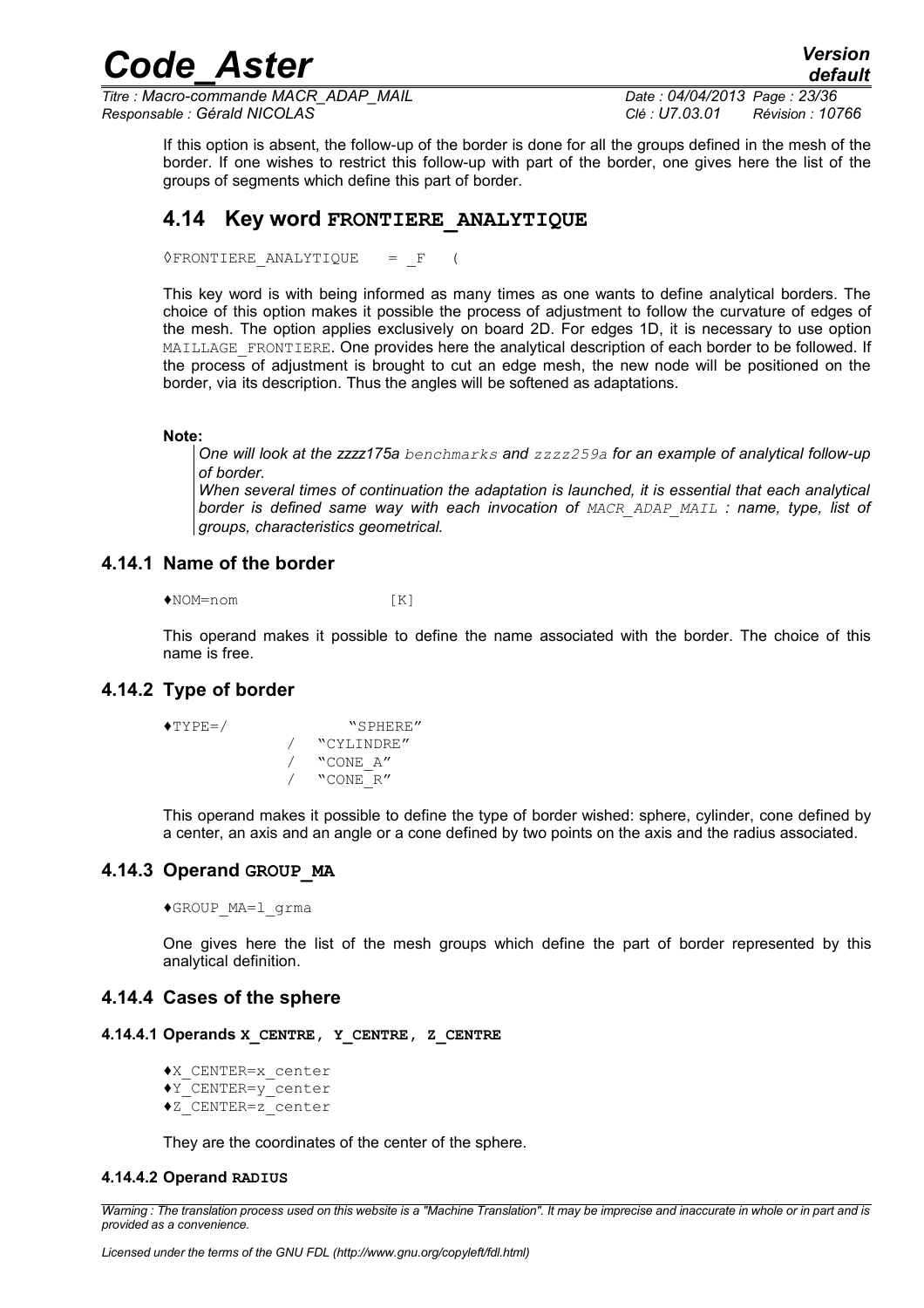If this option is absent, the follow-up of the border is done for all the groups defined in the mesh of the border. If one wishes to restrict this follow-up with part of the border, one gives here the list of the groups of segments which define this part of border.

## 4.14 Key word FRONTIERE_ANALYTIQUE

```
◊FRONTIERE_ANALYTIQUE   = _F   (
```

This key word is with being informed as many times as one wants to define analytical borders. The choice of this option makes it possible the process of adjustment to follow the curvature of edges of the mesh. The option applies exclusively on board 2D. For edges 1D, it is necessary to use option MAILLAGE_FRONTIERE. One provides here the analytical description of each border to be followed. If the process of adjustment is brought to cut an edge mesh, the new node will be positioned on the border, via its description. Thus the angles will be softened as adaptations.

**Note:**

> *One will look at the zzzz175a benchmarks and zzzz259a for an example of analytical follow-up of border.*
> *When several times of continuation the adaptation is launched, it is essential that each analytical border is defined same way with each invocation of MACR_ADAP_MAIL : name, type, list of groups, characteristics geometrical.*

### 4.14.1 Name of the border

```
♦NOM=nom                [K]
```

This operand makes it possible to define the name associated with the border. The choice of this name is free.

### 4.14.2 Type of border

```
♦TYPE=/              "SPHERE"
              /   "CYLINDRE"
              /   "CONE_A"
              /   "CONE_R"
```

This operand makes it possible to define the type of border wished: sphere, cylinder, cone defined by a center, an axis and an angle or a cone defined by two points on the axis and the radius associated.

### 4.14.3 Operand GROUP_MA

```
♦GROUP_MA=l_grma
```

One gives here the list of the mesh groups which define the part of border represented by this analytical definition.

### 4.14.4 Cases of the sphere

#### 4.14.4.1 Operands X_CENTRE, Y_CENTRE, Z_CENTRE

```
♦X_CENTER=x_center
♦Y_CENTER=y_center
♦Z_CENTER=z_center
```

They are the coordinates of the center of the sphere.

#### 4.14.4.2 Operand RADIUS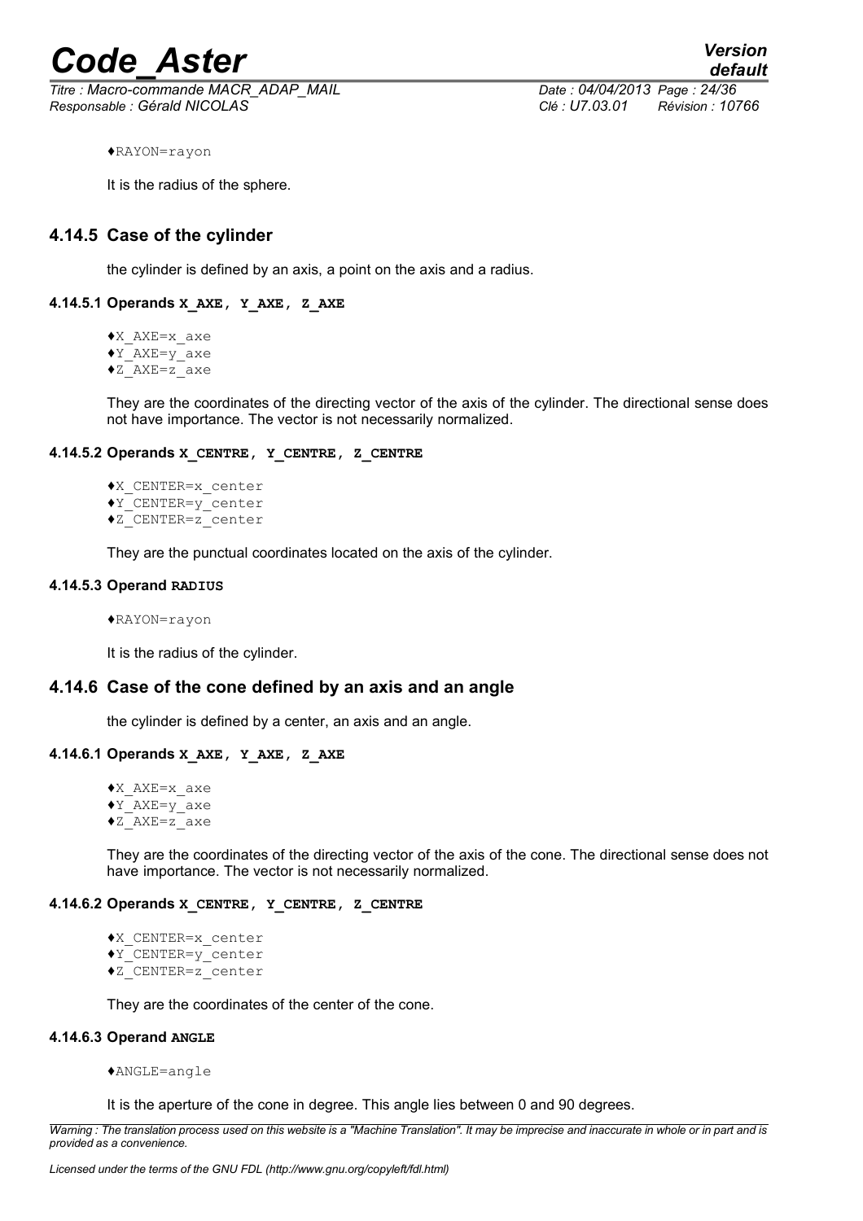♦RAYON=rayon

It is the radius of the sphere.

### 4.14.5 Case of the cylinder

the cylinder is defined by an axis, a point on the axis and a radius.

#### 4.14.5.1 Operands X_AXE, Y_AXE, Z_AXE

♦X_AXE=x_axe
♦Y_AXE=y_axe
♦Z_AXE=z_axe

They are the coordinates of the directing vector of the axis of the cylinder. The directional sense does not have importance. The vector is not necessarily normalized.

#### 4.14.5.2 Operands X_CENTRE, Y_CENTRE, Z_CENTRE

♦X_CENTER=x_center
♦Y_CENTER=y_center
♦Z_CENTER=z_center

They are the punctual coordinates located on the axis of the cylinder.

#### 4.14.5.3 Operand RADIUS

♦RAYON=rayon

It is the radius of the cylinder.

### 4.14.6 Case of the cone defined by an axis and an angle

the cylinder is defined by a center, an axis and an angle.

#### 4.14.6.1 Operands X_AXE, Y_AXE, Z_AXE

♦X_AXE=x_axe
♦Y_AXE=y_axe
♦Z_AXE=z_axe

They are the coordinates of the directing vector of the axis of the cone. The directional sense does not have importance. The vector is not necessarily normalized.

#### 4.14.6.2 Operands X_CENTRE, Y_CENTRE, Z_CENTRE

♦X_CENTER=x_center
♦Y_CENTER=y_center
♦Z_CENTER=z_center

They are the coordinates of the center of the cone.

#### 4.14.6.3 Operand ANGLE

♦ANGLE=angle

It is the aperture of the cone in degree. This angle lies between 0 and 90 degrees.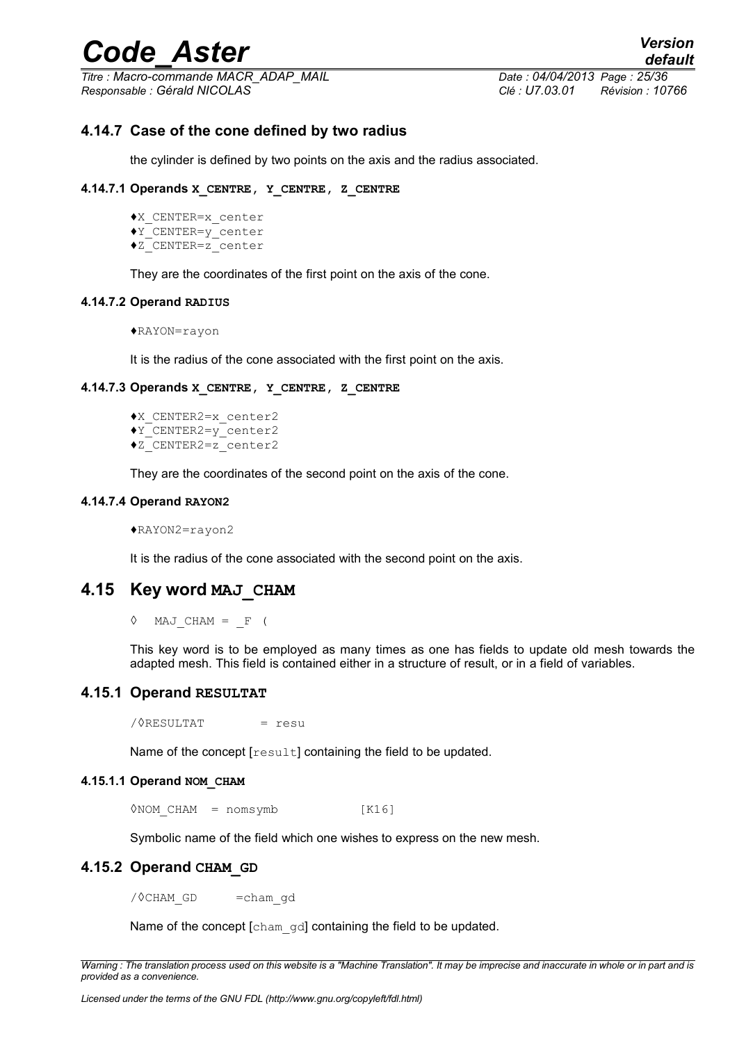### 4.14.7 Case of the cone defined by two radius

the cylinder is defined by two points on the axis and the radius associated.

#### 4.14.7.1 Operands X_CENTRE, Y_CENTRE, Z_CENTRE

```
♦X_CENTER=x_center
♦Y_CENTER=y_center
♦Z_CENTER=z_center
```

They are the coordinates of the first point on the axis of the cone.

#### 4.14.7.2 Operand RADIUS

```
♦RAYON=rayon
```

It is the radius of the cone associated with the first point on the axis.

#### 4.14.7.3 Operands X_CENTRE, Y_CENTRE, Z_CENTRE

```
♦X_CENTER2=x_center2
♦Y_CENTER2=y_center2
♦Z_CENTER2=z_center2
```

They are the coordinates of the second point on the axis of the cone.

#### 4.14.7.4 Operand RAYON2

```
♦RAYON2=rayon2
```

It is the radius of the cone associated with the second point on the axis.

## 4.15 Key word MAJ_CHAM

```
◊  MAJ_CHAM = _F (
```

This key word is to be employed as many times as one has fields to update old mesh towards the adapted mesh. This field is contained either in a structure of result, or in a field of variables.

### 4.15.1 Operand RESULTAT

```
/◊RESULTAT        = resu
```

Name of the concept [result] containing the field to be updated.

#### 4.15.1.1 Operand NOM_CHAM

```
◊NOM_CHAM  = nomsymb          [K16]
```

Symbolic name of the field which one wishes to express on the new mesh.

### 4.15.2 Operand CHAM_GD

```
/◊CHAM_GD      =cham_gd
```

Name of the concept [cham_gd] containing the field to be updated.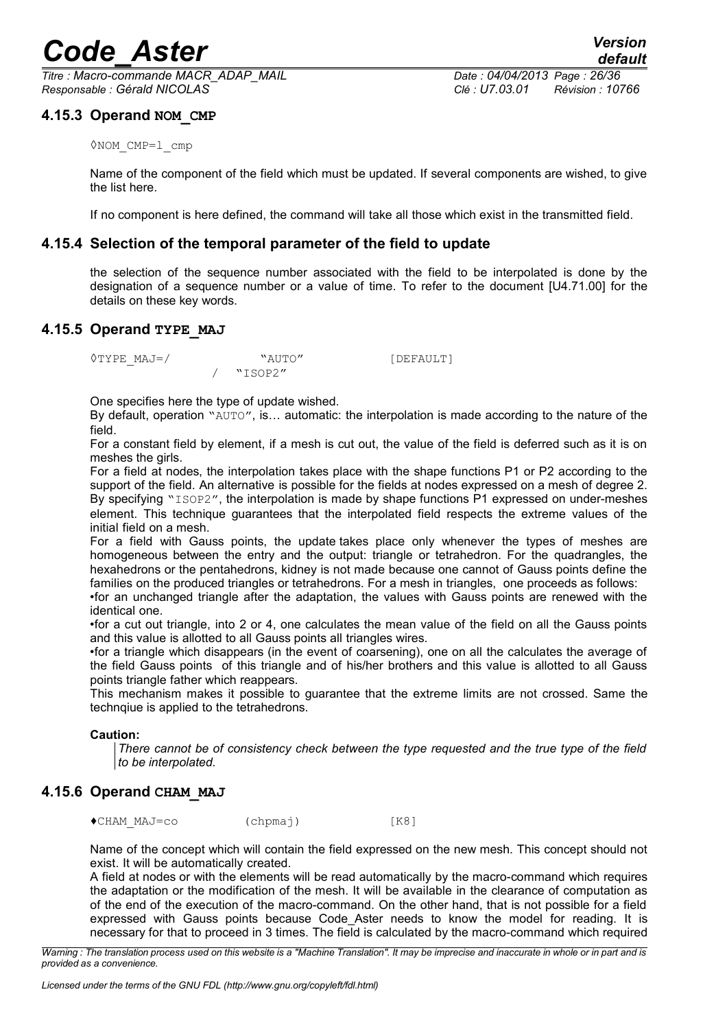### 4.15.3 Operand NOM_CMP

```
◊NOM_CMP=l_cmp
```

Name of the component of the field which must be updated. If several components are wished, to give the list here.

If no component is here defined, the command will take all those which exist in the transmitted field.

### 4.15.4 Selection of the temporal parameter of the field to update

the selection of the sequence number associated with the field to be interpolated is done by the designation of a sequence number or a value of time. To refer to the document [U4.71.00] for the details on these key words.

### 4.15.5 Operand TYPE_MAJ

```
◊TYPE_MAJ=/           "AUTO"          [DEFAULT]
          /   "ISOP2"
```

One specifies here the type of update wished.

By default, operation "AUTO", is… automatic: the interpolation is made according to the nature of the field.

For a constant field by element, if a mesh is cut out, the value of the field is deferred such as it is on meshes the girls.

For a field at nodes, the interpolation takes place with the shape functions P1 or P2 according to the support of the field. An alternative is possible for the fields at nodes expressed on a mesh of degree 2. By specifying "ISOP2", the interpolation is made by shape functions P1 expressed on under-meshes element. This technique guarantees that the interpolated field respects the extreme values of the initial field on a mesh.

For a field with Gauss points, the update takes place only whenever the types of meshes are homogeneous between the entry and the output: triangle or tetrahedron. For the quadrangles, the hexahedrons or the pentahedrons, kidney is not made because one cannot of Gauss points define the families on the produced triangles or tetrahedrons. For a mesh in triangles, one proceeds as follows:

- for an unchanged triangle after the adaptation, the values with Gauss points are renewed with the identical one.
- for a cut out triangle, into 2 or 4, one calculates the mean value of the field on all the Gauss points and this value is allotted to all Gauss points all triangles wires.
- for a triangle which disappears (in the event of coarsening), one on all the calculates the average of the field Gauss points of this triangle and of his/her brothers and this value is allotted to all Gauss points triangle father which reappears.

This mechanism makes it possible to guarantee that the extreme limits are not crossed. Same the technqiue is applied to the tetrahedrons.

**Caution:**

*There cannot be of consistency check between the type requested and the true type of the field to be interpolated.*

### 4.15.6 Operand CHAM_MAJ

```
♦CHAM_MAJ=co          (chpmaj)          [K8]
```

Name of the concept which will contain the field expressed on the new mesh. This concept should not exist. It will be automatically created.

A field at nodes or with the elements will be read automatically by the macro-command which requires the adaptation or the modification of the mesh. It will be available in the clearance of computation as of the end of the execution of the macro-command. On the other hand, that is not possible for a field expressed with Gauss points because Code_Aster needs to know the model for reading. It is necessary for that to proceed in 3 times. The field is calculated by the macro-command which required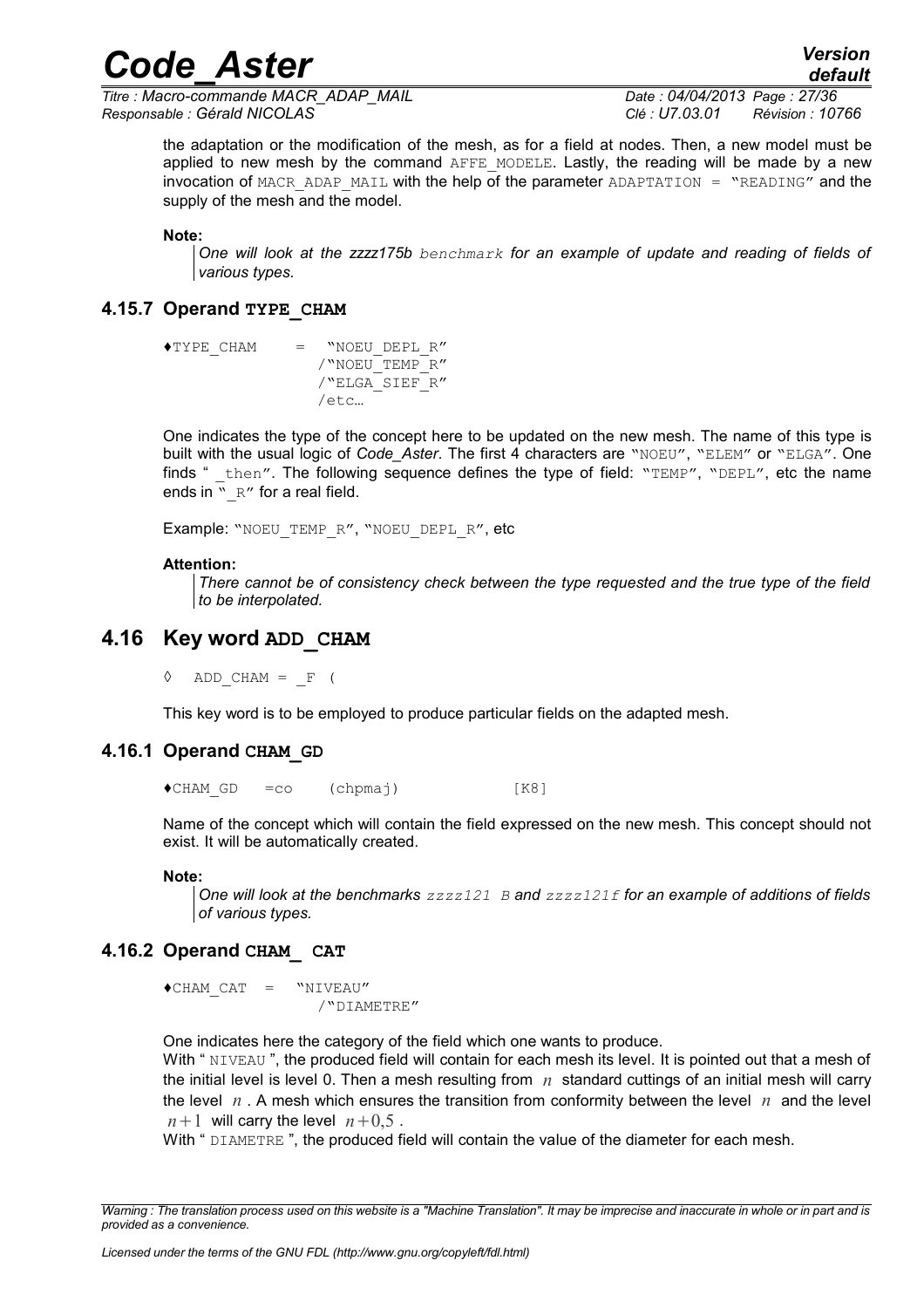the adaptation or the modification of the mesh, as for a field at nodes. Then, a new model must be applied to new mesh by the command AFFE_MODELE. Lastly, the reading will be made by a new invocation of MACR_ADAP_MAIL with the help of the parameter ADAPTATION = "READING" and the supply of the mesh and the model.

**Note:**

*One will look at the zzzz175b benchmark for an example of update and reading of fields of various types.*

### 4.15.7 Operand TYPE_CHAM

```
♦TYPE_CHAM     =   "NOEU_DEPL_R"
                  /"NOEU_TEMP_R"
                  /"ELGA_SIEF_R"
                  /etc…
```

One indicates the type of the concept here to be updated on the new mesh. The name of this type is built with the usual logic of *Code_Aster*. The first 4 characters are "NOEU", "ELEM" or "ELGA". One finds " _then". The following sequence defines the type of field: "TEMP", "DEPL", etc the name ends in "_R" for a real field.

Example: "NOEU_TEMP_R", "NOEU_DEPL_R", etc

**Attention:**

*There cannot be of consistency check between the type requested and the true type of the field to be interpolated.*

## 4.16 Key word ADD_CHAM

```
◊  ADD_CHAM = _F (
```

This key word is to be employed to produce particular fields on the adapted mesh.

### 4.16.1 Operand CHAM_GD

```
♦CHAM_GD   =co    (chpmaj)             [K8]
```

Name of the concept which will contain the field expressed on the new mesh. This concept should not exist. It will be automatically created.

**Note:**

*One will look at the benchmarks zzzz121 B and zzzz121f for an example of additions of fields of various types.*

### 4.16.2 Operand CHAM_ CAT

```
♦CHAM_CAT   =   "NIVEAU"
                  /"DIAMETRE"
```

One indicates here the category of the field which one wants to produce.

With " NIVEAU ", the produced field will contain for each mesh its level. It is pointed out that a mesh of the initial level is level 0. Then a mesh resulting from $n$ standard cuttings of an initial mesh will carry the level $n$. A mesh which ensures the transition from conformity between the level $n$ and the level $n+1$ will carry the level $n+0,5$.

With " DIAMETRE ", the produced field will contain the value of the diameter for each mesh.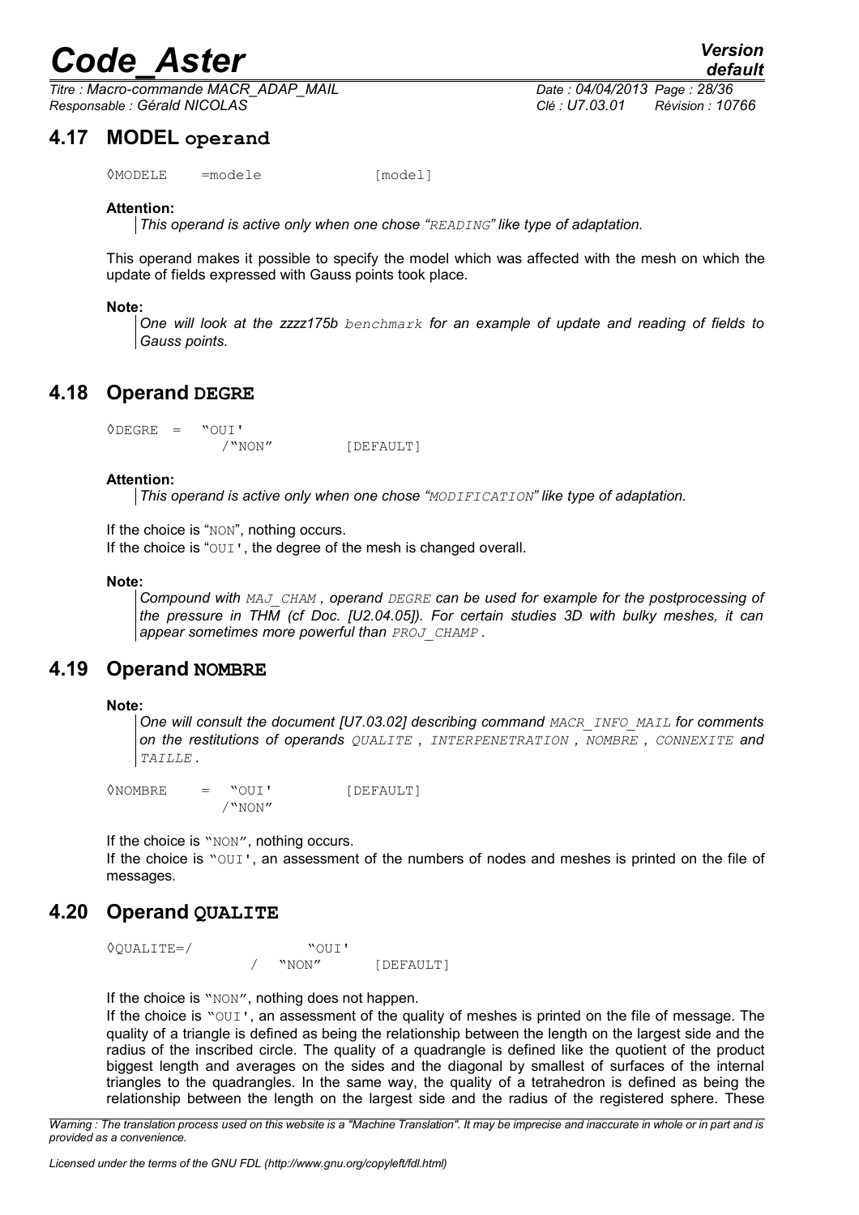## 4.17 MODEL operand

```
◊MODELE    =modele              [model]
```

**Attention:**

*This operand is active only when one chose "READING" like type of adaptation.*

This operand makes it possible to specify the model which was affected with the mesh on which the update of fields expressed with Gauss points took place.

**Note:**

*One will look at the zzzz175b benchmark for an example of update and reading of fields to Gauss points.*

## 4.18 Operand DEGRE

```
◊DEGRE  =   "OUI'
            /"NON"          [DEFAULT]
```

**Attention:**

*This operand is active only when one chose "MODIFICATION" like type of adaptation.*

If the choice is "NON", nothing occurs.
If the choice is "OUI', the degree of the mesh is changed overall.

**Note:**

*Compound with MAJ_CHAM , operand DEGRE can be used for example for the postprocessing of the pressure in THM (cf Doc. [U2.04.05]). For certain studies 3D with bulky meshes, it can appear sometimes more powerful than PROJ_CHAMP .*

## 4.19 Operand NOMBRE

**Note:**

*One will consult the document [U7.03.02] describing command MACR_INFO_MAIL for comments on the restitutions of operands QUALITE , INTERPENETRATION , NOMBRE , CONNEXITE and TAILLE .*

```
◊NOMBRE    =   "OUI'          [DEFAULT]
              /"NON"
```

If the choice is "NON", nothing occurs.
If the choice is "OUI', an assessment of the numbers of nodes and meshes is printed on the file of messages.

## 4.20 Operand QUALITE

```
◊QUALITE=/              "OUI'
                  /   "NON"       [DEFAULT]
```

If the choice is "NON", nothing does not happen.
If the choice is "OUI', an assessment of the quality of meshes is printed on the file of message. The quality of a triangle is defined as being the relationship between the length on the largest side and the radius of the inscribed circle. The quality of a quadrangle is defined like the quotient of the product biggest length and averages on the sides and the diagonal by smallest of surfaces of the internal triangles to the quadrangles. In the same way, the quality of a tetrahedron is defined as being the relationship between the length on the largest side and the radius of the registered sphere. These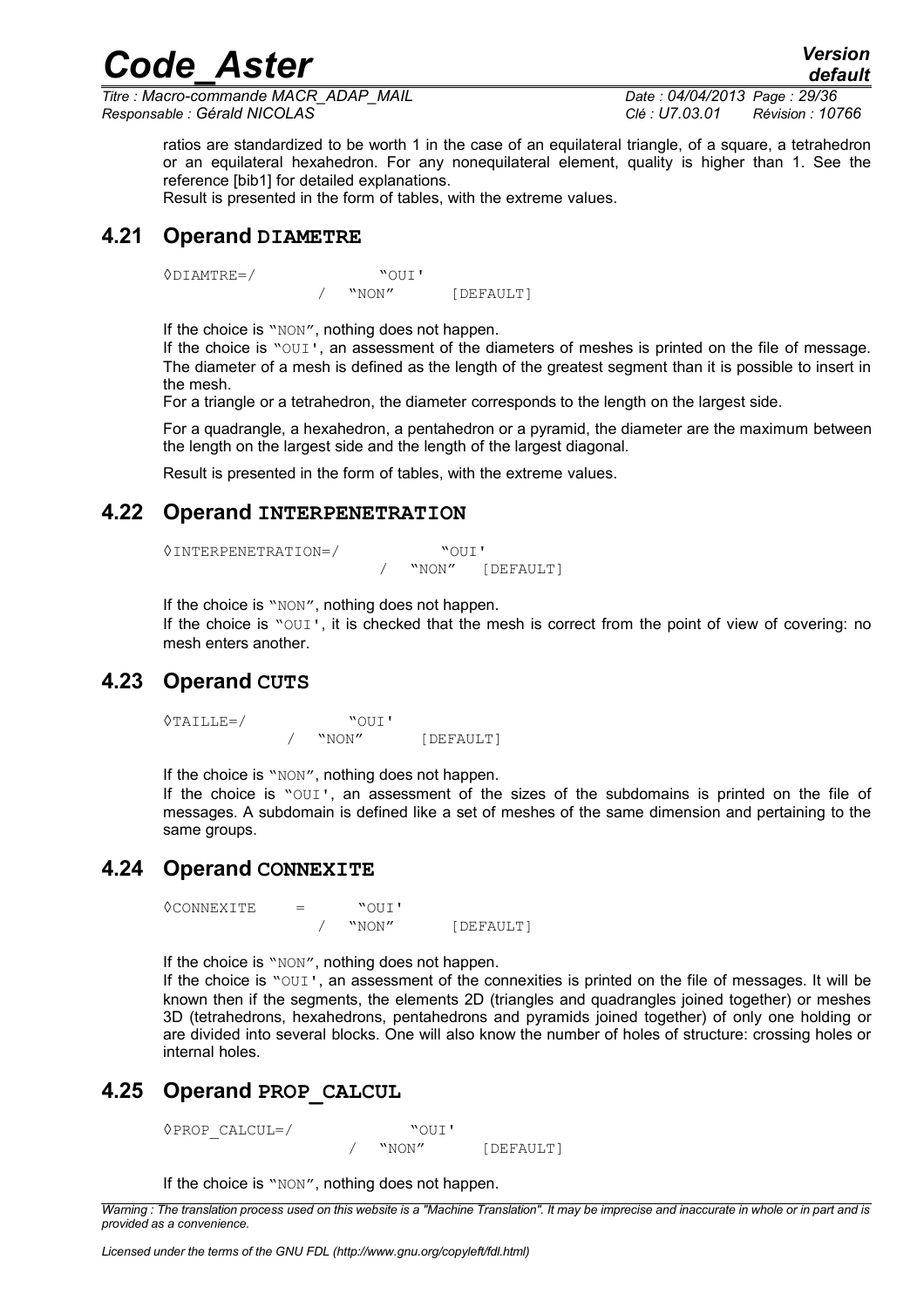ratios are standardized to be worth 1 in the case of an equilateral triangle, of a square, a tetrahedron or an equilateral hexahedron. For any nonequilateral element, quality is higher than 1. See the reference [bib1] for detailed explanations.

Result is presented in the form of tables, with the extreme values.

## 4.21 Operand DIAMETRE

```
◊DIAMTRE=/          "OUI'
              /  "NON"      [DEFAULT]
```

If the choice is "NON", nothing does not happen.

If the choice is "OUI', an assessment of the diameters of meshes is printed on the file of message. The diameter of a mesh is defined as the length of the greatest segment than it is possible to insert in the mesh.

For a triangle or a tetrahedron, the diameter corresponds to the length on the largest side.

For a quadrangle, a hexahedron, a pentahedron or a pyramid, the diameter are the maximum between the length on the largest side and the length of the largest diagonal.

Result is presented in the form of tables, with the extreme values.

## 4.22 Operand INTERPENETRATION

```
◊INTERPENETRATION=/          "OUI'
                        /  "NON"  [DEFAULT]
```

If the choice is "NON", nothing does not happen.

If the choice is "OUI', it is checked that the mesh is correct from the point of view of covering: no mesh enters another.

## 4.23 Operand CUTS

```
◊TAILLE=/          "OUI'
            /  "NON"      [DEFAULT]
```

If the choice is "NON", nothing does not happen.

If the choice is "OUI', an assessment of the sizes of the subdomains is printed on the file of messages. A subdomain is defined like a set of meshes of the same dimension and pertaining to the same groups.

## 4.24 Operand CONNEXITE

```
◊CONNEXITE    =      "OUI'
              /  "NON"      [DEFAULT]
```

If the choice is "NON", nothing does not happen.

If the choice is "OUI', an assessment of the connexities is printed on the file of messages. It will be known then if the segments, the elements 2D (triangles and quadrangles joined together) or meshes 3D (tetrahedrons, hexahedrons, pentahedrons and pyramids joined together) of only one holding or are divided into several blocks. One will also know the number of holes of structure: crossing holes or internal holes.

## 4.25 Operand PROP_CALCUL

```
◊PROP_CALCUL=/          "OUI'
                  /  "NON"      [DEFAULT]
```

If the choice is "NON", nothing does not happen.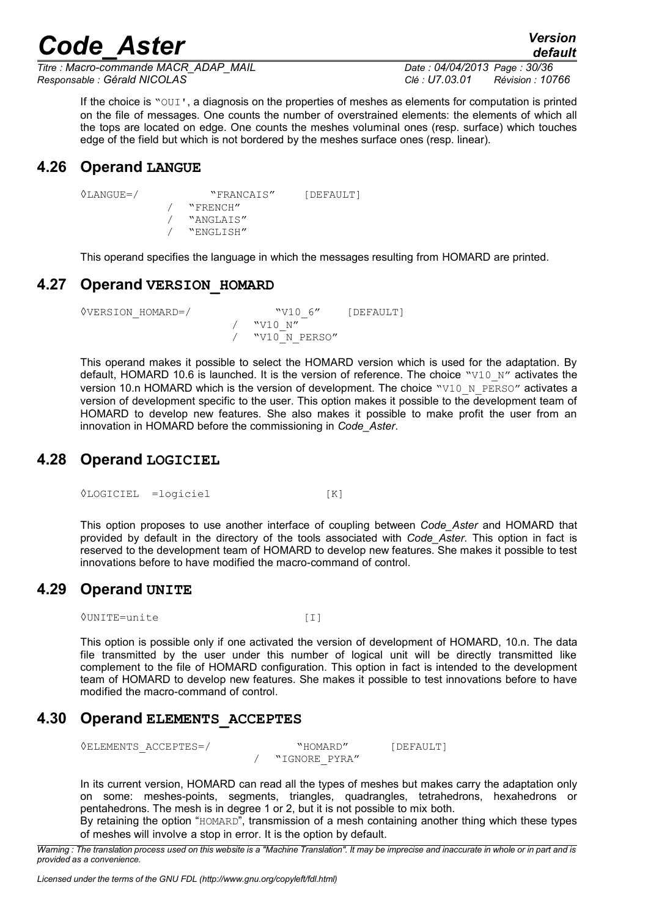If the choice is "OUI', a diagnosis on the properties of meshes as elements for computation is printed on the file of messages. One counts the number of overstrained elements: the elements of which all the tops are located on edge. One counts the meshes voluminal ones (resp. surface) which touches edge of the field but which is not bordered by the meshes surface ones (resp. linear).

## 4.26 Operand LANGUE

```
◊LANGUE=/          "FRANCAIS"     [DEFAULT]
         /  "FRENCH"
         /  "ANGLAIS"
         /  "ENGLISH"
```

This operand specifies the language in which the messages resulting from HOMARD are printed.

## 4.27 Operand VERSION_HOMARD

```
◊VERSION_HOMARD=/           "V10_6"     [DEFAULT]
                  /  "V10_N"
                  /  "V10_N_PERSO"
```

This operand makes it possible to select the HOMARD version which is used for the adaptation. By default, HOMARD 10.6 is launched. It is the version of reference. The choice "V10_N" activates the version 10.n HOMARD which is the version of development. The choice "V10_N_PERSO" activates a version of development specific to the user. This option makes it possible to the development team of HOMARD to develop new features. She also makes it possible to make profit the user from an innovation in HOMARD before the commissioning in *Code_Aster*.

## 4.28 Operand LOGICIEL

```
◊LOGICIEL  =logiciel                [K]
```

This option proposes to use another interface of coupling between *Code_Aster* and HOMARD that provided by default in the directory of the tools associated with *Code_Aster*. This option in fact is reserved to the development team of HOMARD to develop new features. She makes it possible to test innovations before to have modified the macro-command of control.

## 4.29 Operand UNITE

```
◊UNITE=unite                    [I]
```

This option is possible only if one activated the version of development of HOMARD, 10.n. The data file transmitted by the user under this number of logical unit will be directly transmitted like complement to the file of HOMARD configuration. This option in fact is intended to the development team of HOMARD to develop new features. She makes it possible to test innovations before to have modified the macro-command of control.

## 4.30 Operand ELEMENTS_ACCEPTES

```
◊ELEMENTS_ACCEPTES=/             "HOMARD"       [DEFAULT]
                     /  "IGNORE_PYRA"
```

In its current version, HOMARD can read all the types of meshes but makes carry the adaptation only on some: meshes-points, segments, triangles, quadrangles, tetrahedrons, hexahedrons or pentahedrons. The mesh is in degree 1 or 2, but it is not possible to mix both.
By retaining the option "HOMARD", transmission of a mesh containing another thing which these types of meshes will involve a stop in error. It is the option by default.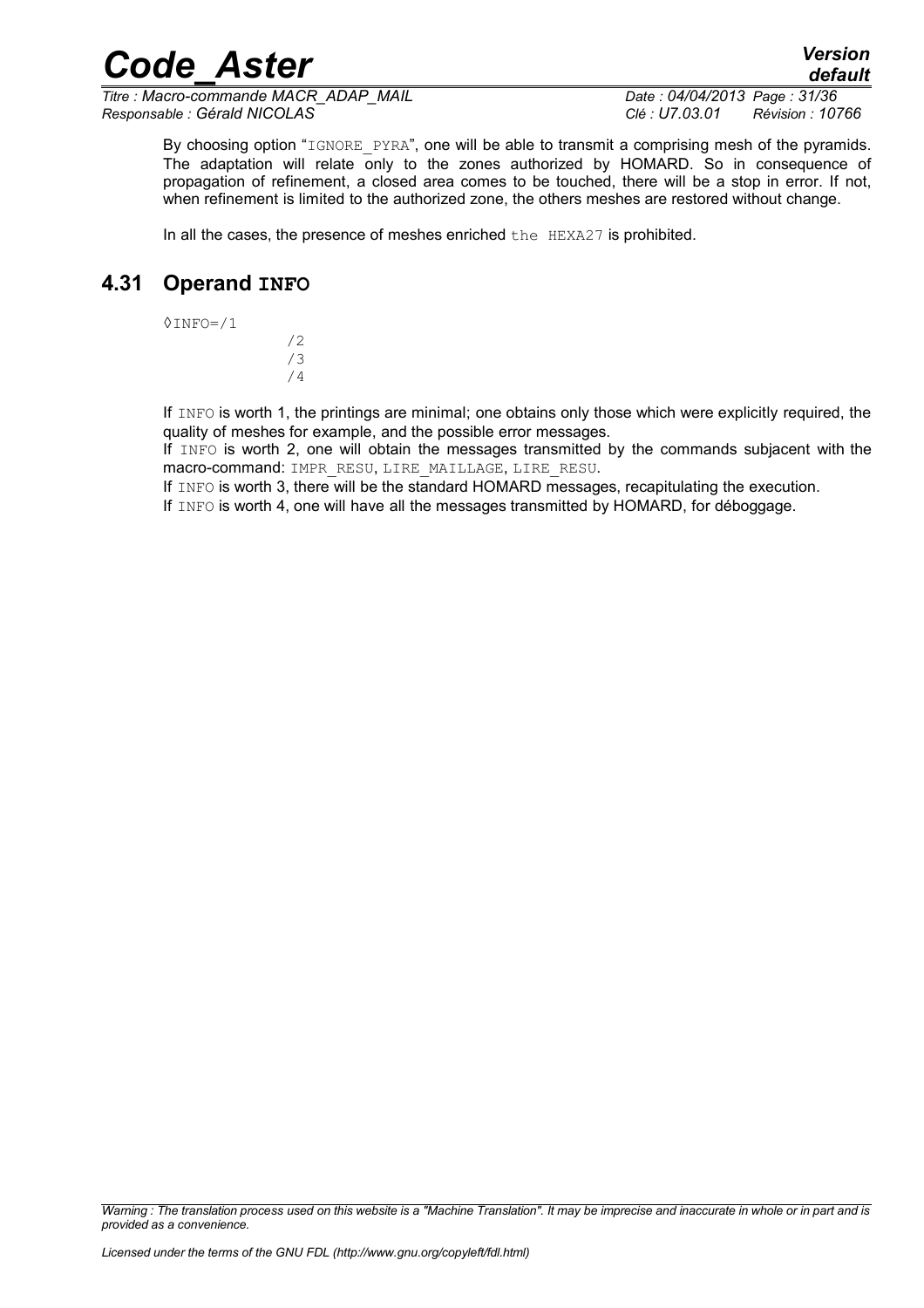By choosing option "IGNORE_PYRA", one will be able to transmit a comprising mesh of the pyramids. The adaptation will relate only to the zones authorized by HOMARD. So in consequence of propagation of refinement, a closed area comes to be touched, there will be a stop in error. If not, when refinement is limited to the authorized zone, the others meshes are restored without change.

In all the cases, the presence of meshes enriched the HEXA27 is prohibited.

## 4.31 Operand INFO

```
◊INFO=/1
      /2
      /3
      /4
```

If INFO is worth 1, the printings are minimal; one obtains only those which were explicitly required, the quality of meshes for example, and the possible error messages.
If INFO is worth 2, one will obtain the messages transmitted by the commands subjacent with the macro-command: IMPR_RESU, LIRE_MAILLAGE, LIRE_RESU.
If INFO is worth 3, there will be the standard HOMARD messages, recapitulating the execution.
If INFO is worth 4, one will have all the messages transmitted by HOMARD, for déboggage.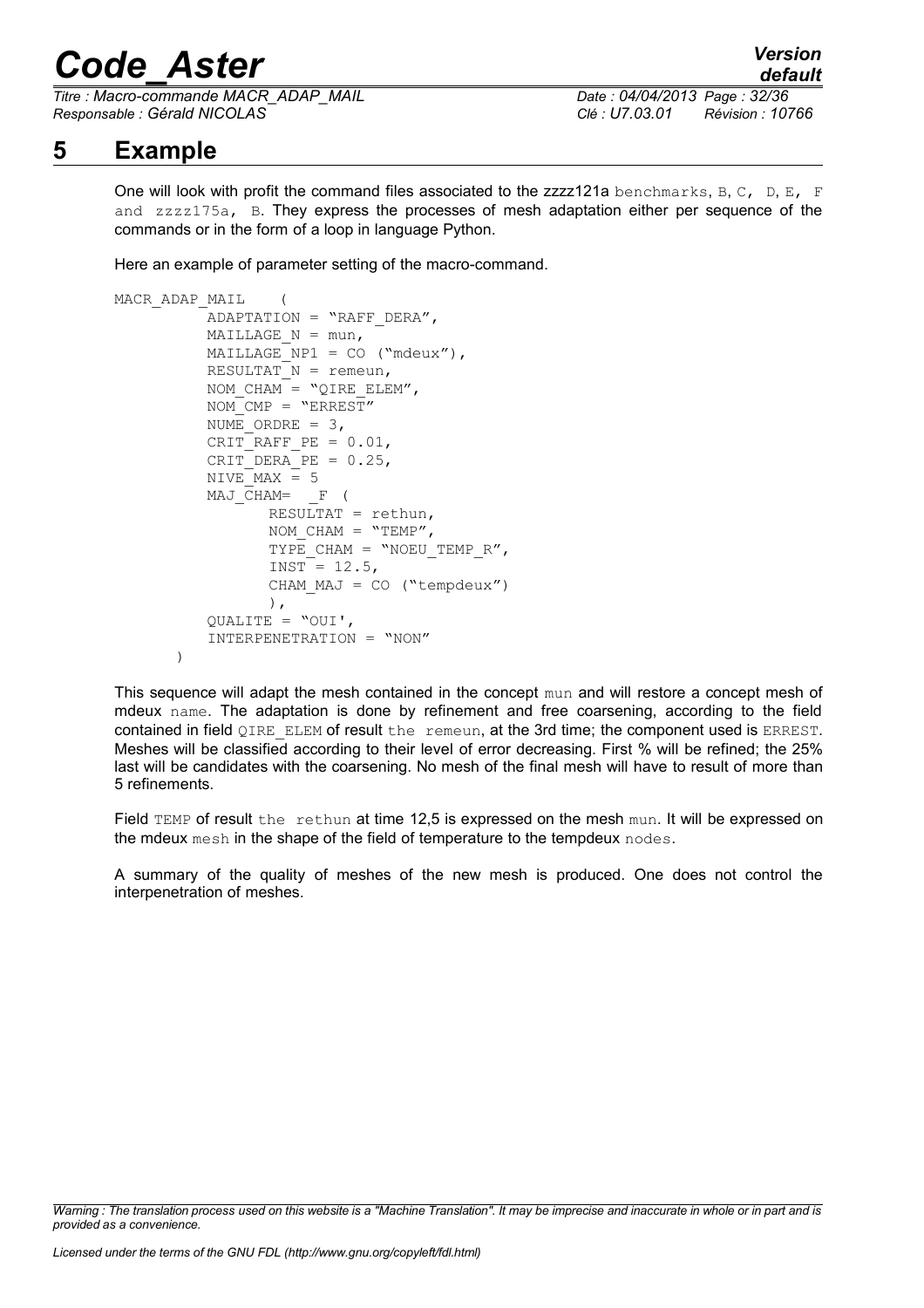# 5 Example

One will look with profit the command files associated to the zzzz121a benchmarks, B, C, D, E, F and zzzz175a, B. They express the processes of mesh adaptation either per sequence of the commands or in the form of a loop in language Python.

Here an example of parameter setting of the macro-command.

```
MACR_ADAP_MAIL    (
         ADAPTATION = "RAFF_DERA",
         MAILLAGE_N = mun,
         MAILLAGE_NP1 = CO ("mdeux"),
         RESULTAT_N = remeun,
         NOM_CHAM = "QIRE_ELEM",
         NOM_CMP = "ERREST"
         NUME_ORDRE = 3,
         CRIT_RAFF_PE = 0.01,
         CRIT_DERA_PE = 0.25,
         NIVE_MAX = 5
         MAJ_CHAM=   _F (
                RESULTAT = rethun,
                NOM_CHAM = "TEMP",
                TYPE_CHAM = "NOEU_TEMP_R",
                INST = 12.5,
                CHAM_MAJ = CO ("tempdeux")
                ),
         QUALITE = "OUI',
         INTERPENETRATION = "NON"
       )
```

This sequence will adapt the mesh contained in the concept mun and will restore a concept mesh of mdeux name. The adaptation is done by refinement and free coarsening, according to the field contained in field QIRE_ELEM of result the remeun, at the 3rd time; the component used is ERREST. Meshes will be classified according to their level of error decreasing. First % will be refined; the 25% last will be candidates with the coarsening. No mesh of the final mesh will have to result of more than 5 refinements.

Field TEMP of result the rethun at time 12,5 is expressed on the mesh mun. It will be expressed on the mdeux mesh in the shape of the field of temperature to the tempdeux nodes.

A summary of the quality of meshes of the new mesh is produced. One does not control the interpenetration of meshes.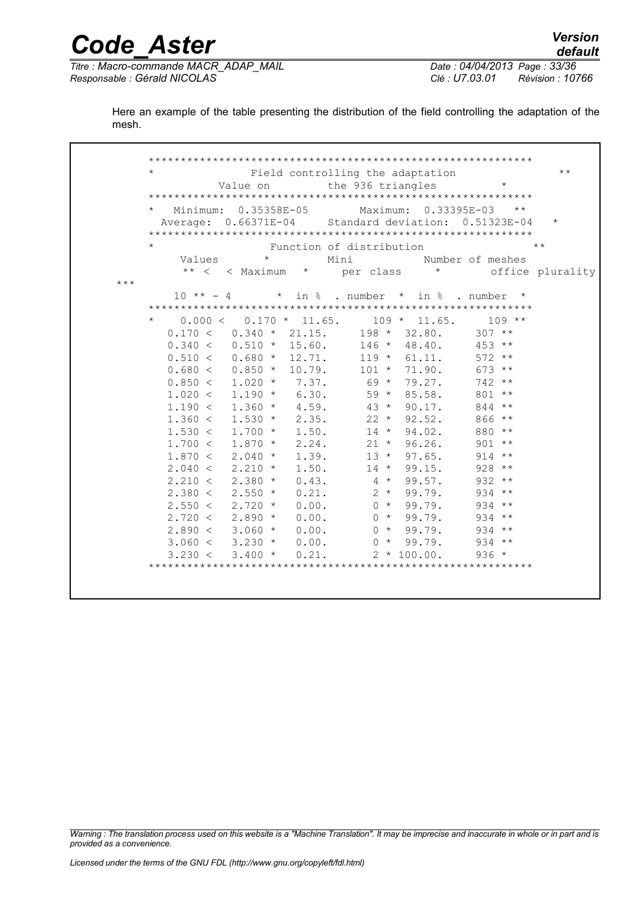Here an example of the table presenting the distribution of the field controlling the adaptation of the mesh.

```
     ************************************************************
     *               Field controlling the adaptation              **
               Value on        the 936 triangles        *
     ************************************************************
     *   Minimum:  0.35358E-05       Maximum:  0.33395E-03   **
       Average:  0.66371E-04     Standard deviation:  0.51323E-04   *
     ************************************************************
     *                  Function of distribution                **
         Values      *         Mini          Number of meshes
          ** <  < Maximum   *     per class     *       office plurality
***
        10 ** - 4      *  in %  . number  *  in %  . number  *
     ************************************************************
     *    0.000 <   0.170 *  11.65.     109 *  11.65.     109 **
        0.170 <   0.340 *  21.15.     198 *  32.80.     307 **
        0.340 <   0.510 *  15.60.     146 *  48.40.     453 **
        0.510 <   0.680 *  12.71.     119 *  61.11.     572 **
        0.680 <   0.850 *  10.79.     101 *  71.90.     673 **
        0.850 <   1.020 *   7.37.      69 *  79.27.     742 **
        1.020 <   1.190 *   6.30.      59 *  85.58.     801 **
        1.190 <   1.360 *   4.59.      43 *  90.17.     844 **
        1.360 <   1.530 *   2.35.      22 *  92.52.     866 **
        1.530 <   1.700 *   1.50.      14 *  94.02.     880 **
        1.700 <   1.870 *   2.24.      21 *  96.26.     901 **
        1.870 <   2.040 *   1.39.      13 *  97.65.     914 **
        2.040 <   2.210 *   1.50.      14 *  99.15.     928 **
        2.210 <   2.380 *   0.43.       4 *  99.57.     932 **
        2.380 <   2.550 *   0.21.       2 *  99.79.     934 **
        2.550 <   2.720 *   0.00.       0 *  99.79.     934 **
        2.720 <   2.890 *   0.00.       0 *  99.79.     934 **
        2.890 <   3.060 *   0.00.       0 *  99.79.     934 **
        3.060 <   3.230 *   0.00.       0 *  99.79.     934 **
        3.230 <   3.400 *   0.21.       2 * 100.00.     936 *
     ************************************************************
```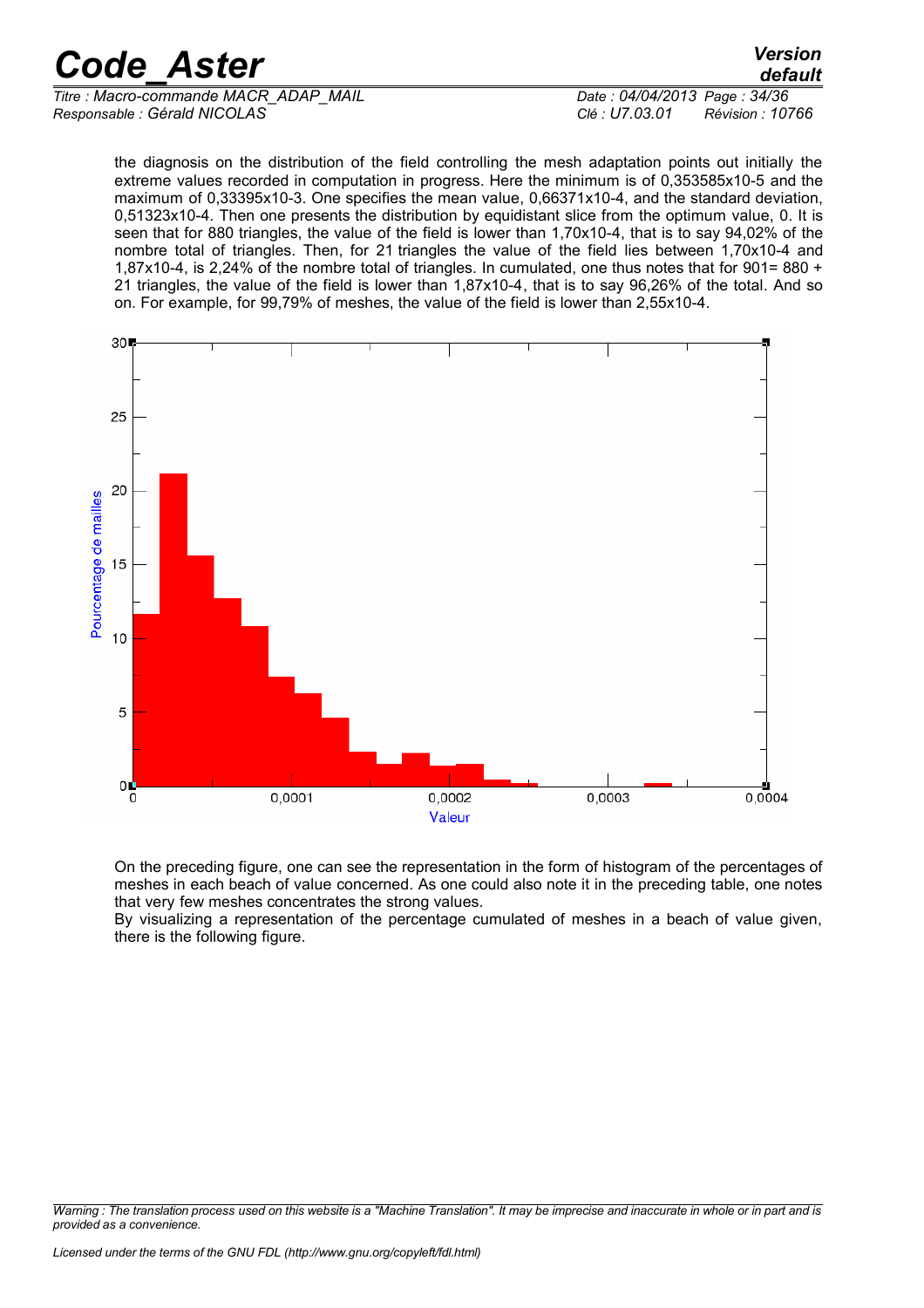the diagnosis on the distribution of the field controlling the mesh adaptation points out initially the extreme values recorded in computation in progress. Here the minimum is of 0,353585x10-5 and the maximum of 0,33395x10-3. One specifies the mean value, 0,66371x10-4, and the standard deviation, 0,51323x10-4. Then one presents the distribution by equidistant slice from the optimum value, 0. It is seen that for 880 triangles, the value of the field is lower than 1,70x10-4, that is to say 94,02% of the nombre total of triangles. Then, for 21 triangles the value of the field lies between 1,70x10-4 and 1,87x10-4, is 2,24% of the nombre total of triangles. In cumulated, one thus notes that for 901= 880 + 21 triangles, the value of the field is lower than 1,87x10-4, that is to say 96,26% of the total. And so on. For example, for 99,79% of meshes, the value of the field is lower than 2,55x10-4.

On the preceding figure, one can see the representation in the form of histogram of the percentages of meshes in each beach of value concerned. As one could also note it in the preceding table, one notes that very few meshes concentrates the strong values.

By visualizing a representation of the percentage cumulated of meshes in a beach of value given, there is the following figure.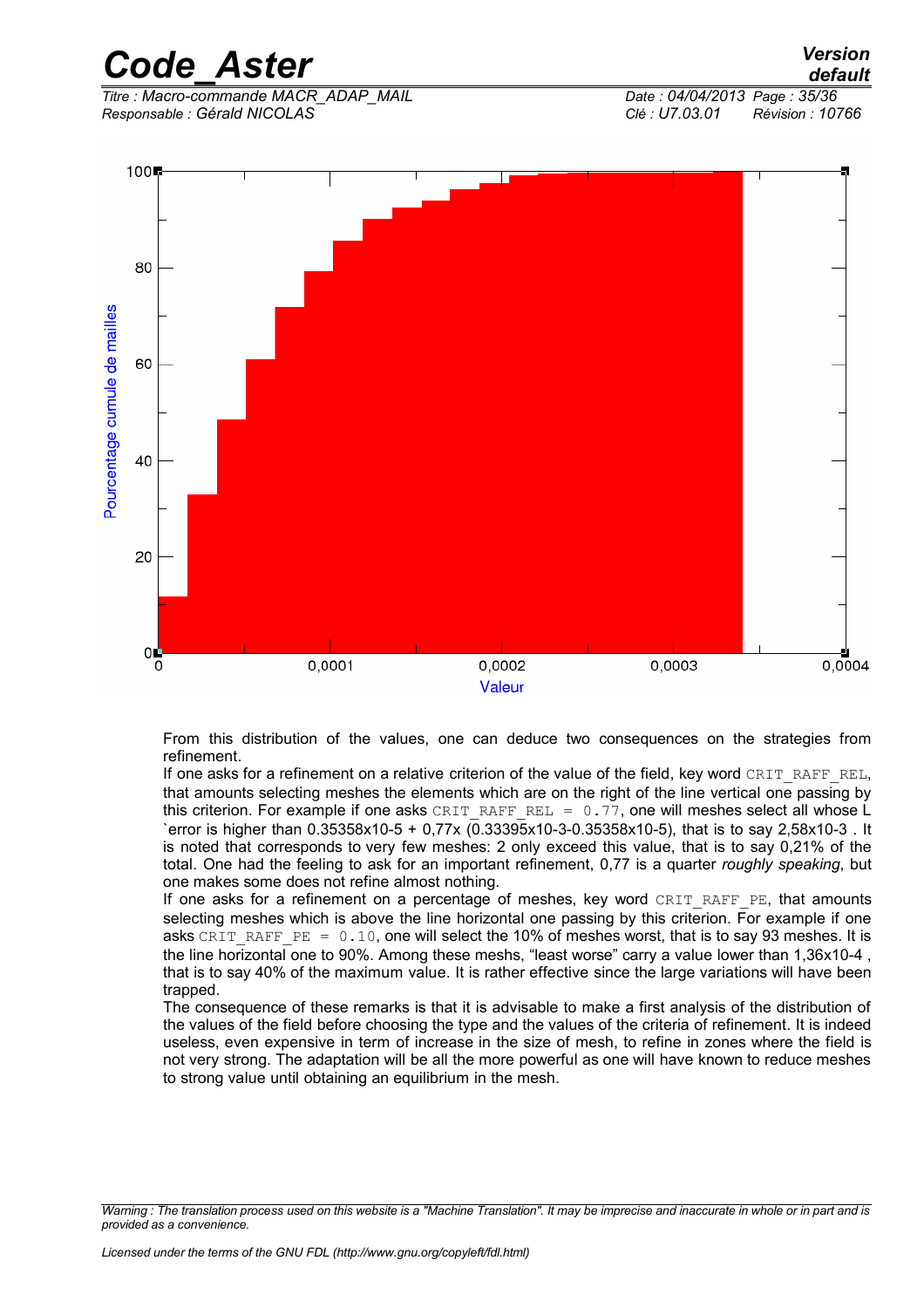From this distribution of the values, one can deduce two consequences on the strategies from refinement.

If one asks for a refinement on a relative criterion of the value of the field, key word `CRIT_RAFF_REL`, that amounts selecting meshes the elements which are on the right of the line vertical one passing by this criterion. For example if one asks `CRIT_RAFF_REL = 0.77`, one will meshes select all whose L `error is higher than 0.35358x10-5 + 0,77x (0.33395x10-3-0.35358x10-5), that is to say 2,58x10-3 . It is noted that corresponds to very few meshes: 2 only exceed this value, that is to say 0,21% of the total. One had the feeling to ask for an important refinement, 0,77 is a quarter *roughly speaking*, but one makes some does not refine almost nothing.

If one asks for a refinement on a percentage of meshes, key word `CRIT_RAFF_PE`, that amounts selecting meshes which is above the line horizontal one passing by this criterion. For example if one asks `CRIT_RAFF_PE = 0.10`, one will select the 10% of meshes worst, that is to say 93 meshes. It is the line horizontal one to 90%. Among these meshs, "least worse" carry a value lower than 1,36x10-4 , that is to say 40% of the maximum value. It is rather effective since the large variations will have been trapped.

The consequence of these remarks is that it is advisable to make a first analysis of the distribution of the values of the field before choosing the type and the values of the criteria of refinement. It is indeed useless, even expensive in term of increase in the size of mesh, to refine in zones where the field is not very strong. The adaptation will be all the more powerful as one will have known to reduce meshes to strong value until obtaining an equilibrium in the mesh.

*Warning : The translation process used on this website is a "Machine Translation". It may be imprecise and inaccurate in whole or in part and is provided as a convenience.*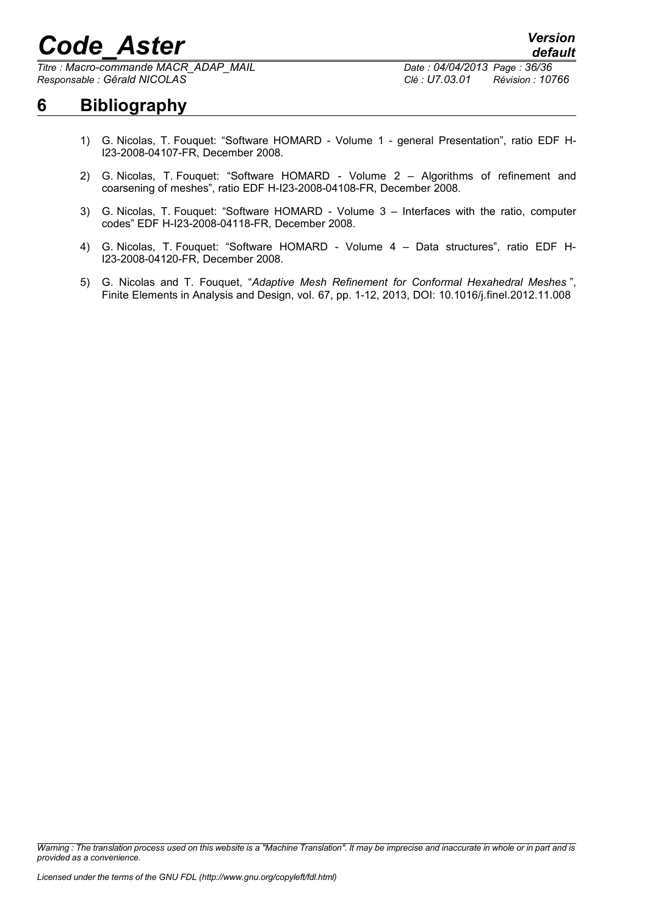# 6 Bibliography

1) G. Nicolas, T. Fouquet: "Software HOMARD - Volume 1 - general Presentation", ratio EDF H-I23-2008-04107-FR, December 2008.

2) G. Nicolas, T. Fouquet: "Software HOMARD - Volume 2 – Algorithms of refinement and coarsening of meshes", ratio EDF H-I23-2008-04108-FR, December 2008.

3) G. Nicolas, T. Fouquet: "Software HOMARD - Volume 3 – Interfaces with the ratio, computer codes" EDF H-I23-2008-04118-FR, December 2008.

4) G. Nicolas, T. Fouquet: "Software HOMARD - Volume 4 – Data structures", ratio EDF H-I23-2008-04120-FR, December 2008.

5) G. Nicolas and T. Fouquet, "*Adaptive Mesh Refinement for Conformal Hexahedral Meshes* ", Finite Elements in Analysis and Design, vol. 67, pp. 1-12, 2013, DOI: 10.1016/j.finel.2012.11.008